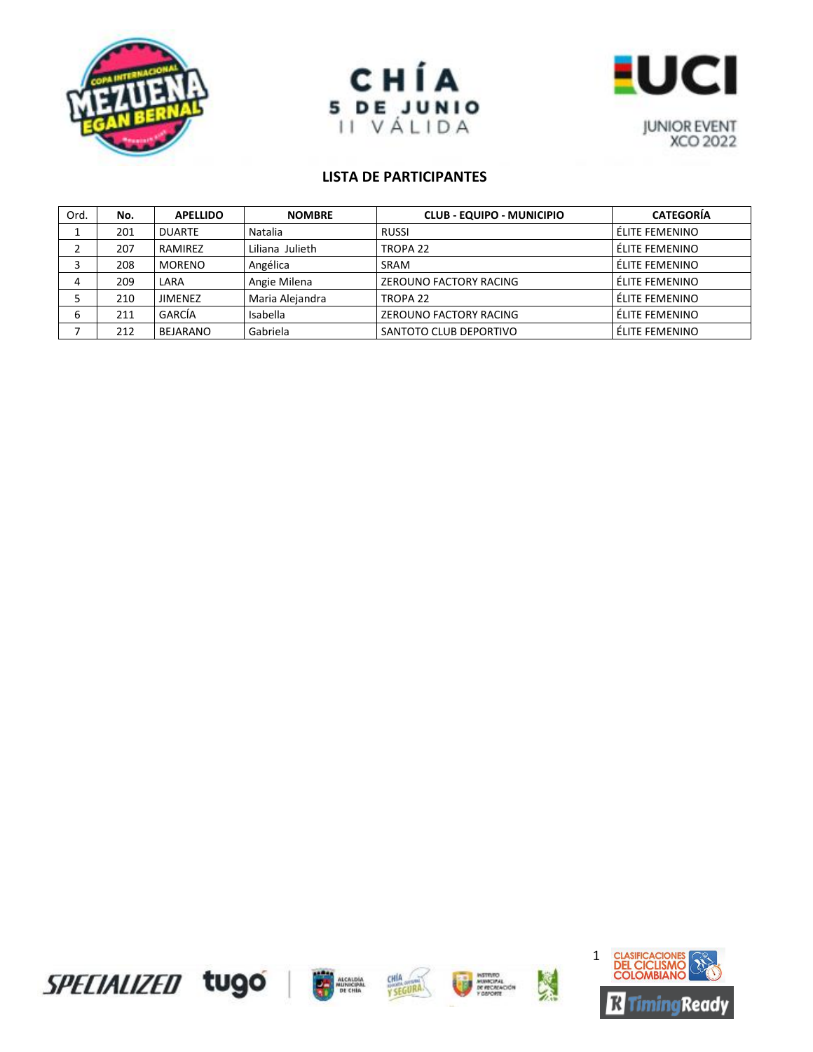CHÍA
5 DE JUNIO
II VÁLIDA

JUNIOR EVENT
XCO 2022

## LISTA DE PARTICIPANTES

| Ord. | No. | APELLIDO | NOMBRE | CLUB - EQUIPO - MUNICIPIO | CATEGORÍA |
|---|---|---|---|---|---|
| 1 | 201 | DUARTE | Natalia | RUSSI | ÉLITE FEMENINO |
| 2 | 207 | RAMIREZ | Liliana Julieth | TROPA 22 | ÉLITE FEMENINO |
| 3 | 208 | MORENO | Angélica | SRAM | ÉLITE FEMENINO |
| 4 | 209 | LARA | Angie Milena | ZEROUNO FACTORY RACING | ÉLITE FEMENINO |
| 5 | 210 | JIMENEZ | Maria Alejandra | TROPA 22 | ÉLITE FEMENINO |
| 6 | 211 | GARCÍA | Isabella | ZEROUNO FACTORY RACING | ÉLITE FEMENINO |
| 7 | 212 | BEJARANO | Gabriela | SANTOTO CLUB DEPORTIVO | ÉLITE FEMENINO |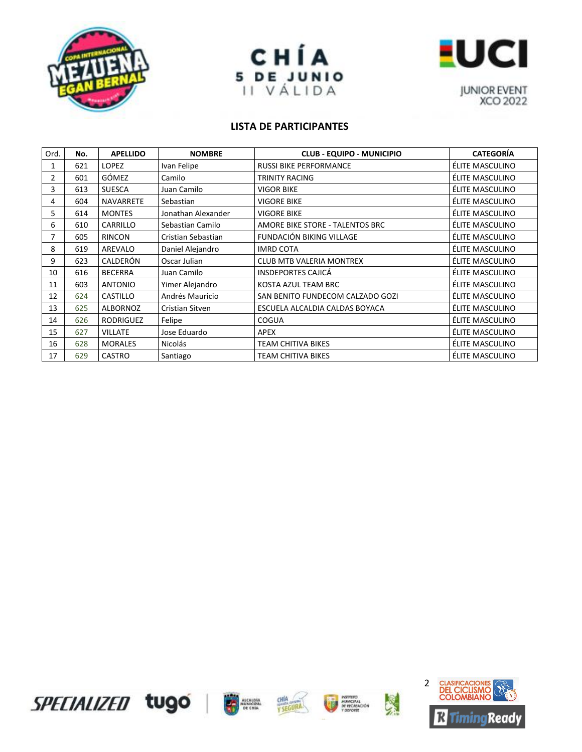CHÍA
5 DE JUNIO
II VÁLIDA

UCI JUNIOR EVENT XCO 2022

## LISTA DE PARTICIPANTES

| Ord. | No. | APELLIDO | NOMBRE | CLUB - EQUIPO - MUNICIPIO | CATEGORÍA |
|---|---|---|---|---|---|
| 1 | 621 | LOPEZ | Ivan Felipe | RUSSI BIKE PERFORMANCE | ÉLITE MASCULINO |
| 2 | 601 | GÓMEZ | Camilo | TRINITY RACING | ÉLITE MASCULINO |
| 3 | 613 | SUESCA | Juan Camilo | VIGOR BIKE | ÉLITE MASCULINO |
| 4 | 604 | NAVARRETE | Sebastian | VIGORE BIKE | ÉLITE MASCULINO |
| 5 | 614 | MONTES | Jonathan Alexander | VIGORE BIKE | ÉLITE MASCULINO |
| 6 | 610 | CARRILLO | Sebastian Camilo | AMORE BIKE STORE - TALENTOS BRC | ÉLITE MASCULINO |
| 7 | 605 | RINCON | Cristian Sebastian | FUNDACIÓN BIKING VILLAGE | ÉLITE MASCULINO |
| 8 | 619 | AREVALO | Daniel Alejandro | IMRD COTA | ÉLITE MASCULINO |
| 9 | 623 | CALDERÓN | Oscar Julian | CLUB MTB VALERIA MONTREX | ÉLITE MASCULINO |
| 10 | 616 | BECERRA | Juan Camilo | INSDEPORTES CAJICÁ | ÉLITE MASCULINO |
| 11 | 603 | ANTONIO | Yimer Alejandro | KOSTA AZUL TEAM BRC | ÉLITE MASCULINO |
| 12 | 624 | CASTILLO | Andrés Mauricio | SAN BENITO FUNDECOM CALZADO GOZI | ÉLITE MASCULINO |
| 13 | 625 | ALBORNOZ | Cristian Sitven | ESCUELA ALCALDIA CALDAS BOYACA | ÉLITE MASCULINO |
| 14 | 626 | RODRIGUEZ | Felipe | COGUA | ÉLITE MASCULINO |
| 15 | 627 | VILLATE | Jose Eduardo | APEX | ÉLITE MASCULINO |
| 16 | 628 | MORALES | Nicolás | TEAM CHITIVA BIKES | ÉLITE MASCULINO |
| 17 | 629 | CASTRO | Santiago | TEAM CHITIVA BIKES | ÉLITE MASCULINO |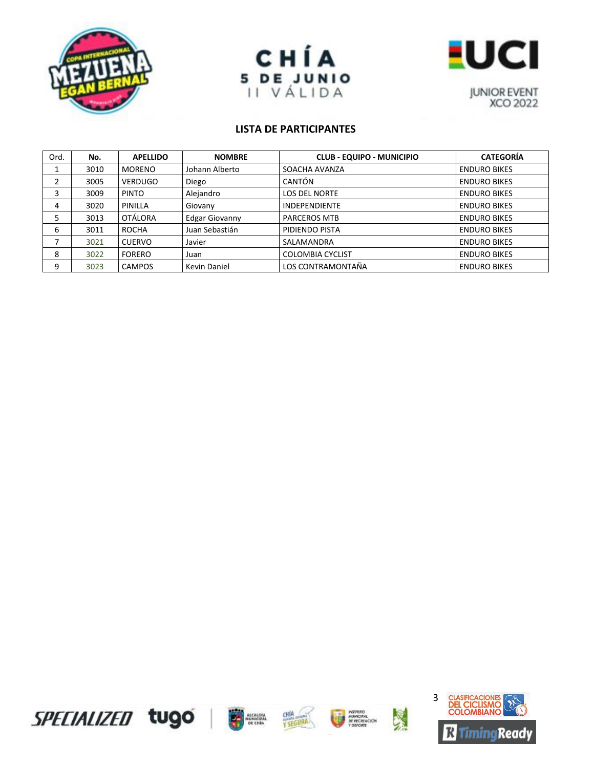CHÍA
5 DE JUNIO
II VÁLIDA

UCI JUNIOR EVENT XCO 2022

## LISTA DE PARTICIPANTES

| Ord. | No. | APELLIDO | NOMBRE | CLUB - EQUIPO - MUNICIPIO | CATEGORÍA |
|---|---|---|---|---|---|
| 1 | 3010 | MORENO | Johann Alberto | SOACHA AVANZA | ENDURO BIKES |
| 2 | 3005 | VERDUGO | Diego | CANTÓN | ENDURO BIKES |
| 3 | 3009 | PINTO | Alejandro | LOS DEL NORTE | ENDURO BIKES |
| 4 | 3020 | PINILLA | Giovany | INDEPENDIENTE | ENDURO BIKES |
| 5 | 3013 | OTÁLORA | Edgar Giovanny | PARCEROS MTB | ENDURO BIKES |
| 6 | 3011 | ROCHA | Juan Sebastián | PIDIENDO PISTA | ENDURO BIKES |
| 7 | 3021 | CUERVO | Javier | SALAMANDRA | ENDURO BIKES |
| 8 | 3022 | FORERO | Juan | COLOMBIA CYCLIST | ENDURO BIKES |
| 9 | 3023 | CAMPOS | Kevin Daniel | LOS CONTRAMONTAÑA | ENDURO BIKES |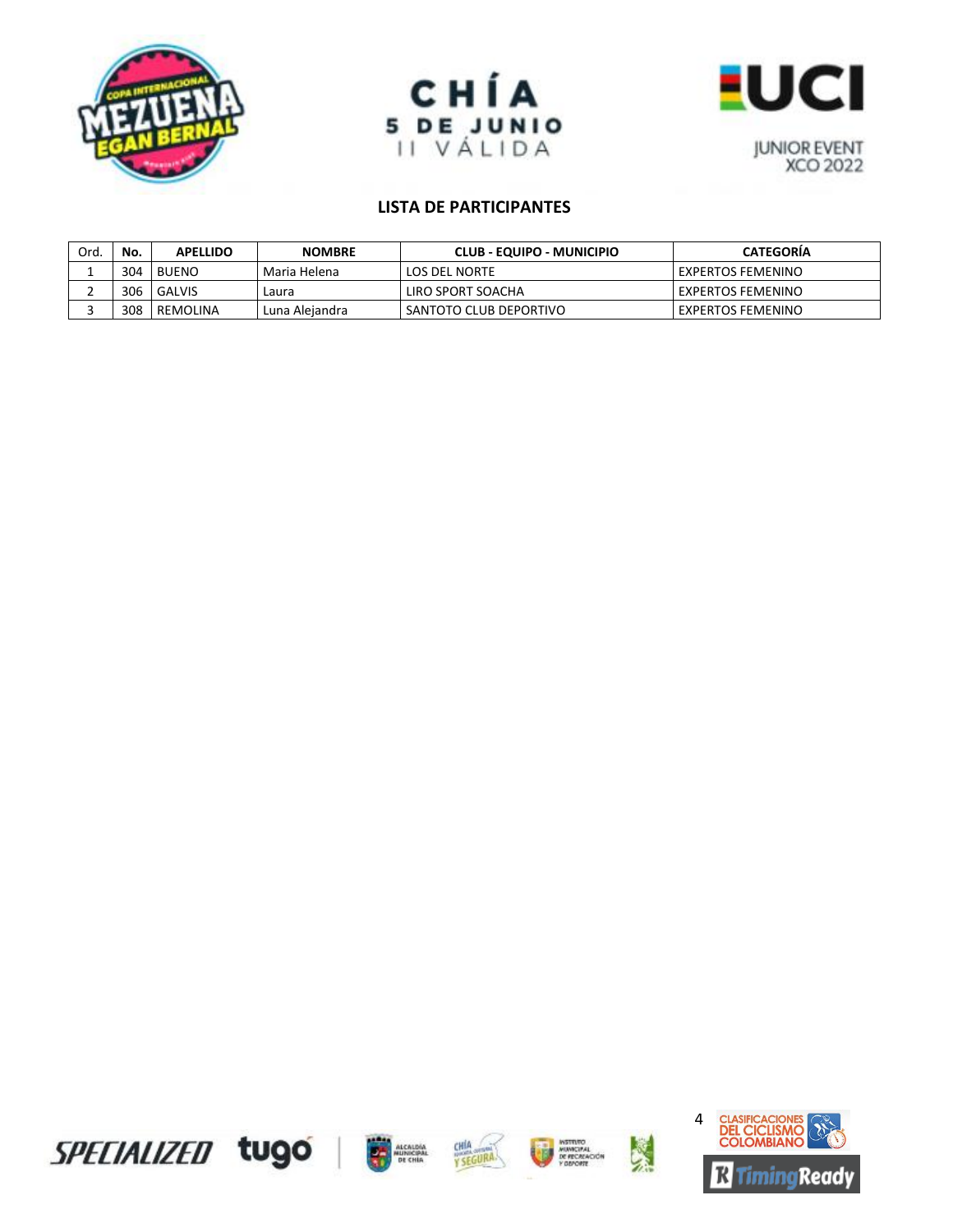## LISTA DE PARTICIPANTES

| Ord. | No. | APELLIDO | NOMBRE | CLUB - EQUIPO - MUNICIPIO | CATEGORÍA |
|---|---|---|---|---|---|
| 1 | 304 | BUENO | Maria Helena | LOS DEL NORTE | EXPERTOS FEMENINO |
| 2 | 306 | GALVIS | Laura | LIRO SPORT SOACHA | EXPERTOS FEMENINO |
| 3 | 308 | REMOLINA | Luna Alejandra | SANTOTO CLUB DEPORTIVO | EXPERTOS FEMENINO |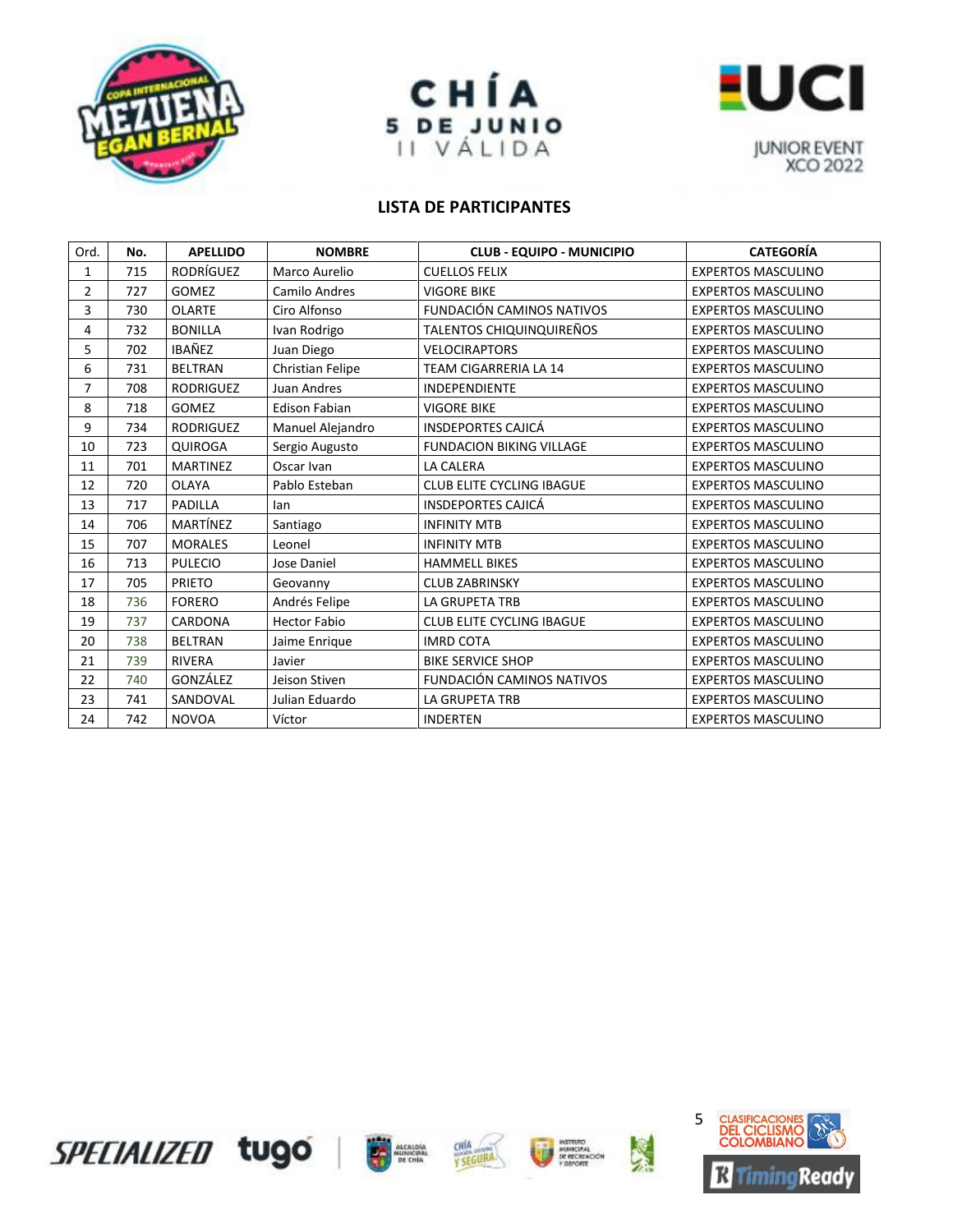CHÍA
5 DE JUNIO
II VÁLIDA

JUNIOR EVENT
XCO 2022

## LISTA DE PARTICIPANTES

| Ord. | No. | APELLIDO | NOMBRE | CLUB - EQUIPO - MUNICIPIO | CATEGORÍA |
|---|---|---|---|---|---|
| 1 | 715 | RODRÍGUEZ | Marco Aurelio | CUELLOS FELIX | EXPERTOS MASCULINO |
| 2 | 727 | GOMEZ | Camilo Andres | VIGORE BIKE | EXPERTOS MASCULINO |
| 3 | 730 | OLARTE | Ciro Alfonso | FUNDACIÓN CAMINOS NATIVOS | EXPERTOS MASCULINO |
| 4 | 732 | BONILLA | Ivan Rodrigo | TALENTOS CHIQUINQUIREÑOS | EXPERTOS MASCULINO |
| 5 | 702 | IBAÑEZ | Juan Diego | VELOCIRAPTORS | EXPERTOS MASCULINO |
| 6 | 731 | BELTRAN | Christian Felipe | TEAM CIGARRERIA LA 14 | EXPERTOS MASCULINO |
| 7 | 708 | RODRIGUEZ | Juan Andres | INDEPENDIENTE | EXPERTOS MASCULINO |
| 8 | 718 | GOMEZ | Edison Fabian | VIGORE BIKE | EXPERTOS MASCULINO |
| 9 | 734 | RODRIGUEZ | Manuel Alejandro | INSDEPORTES CAJICÁ | EXPERTOS MASCULINO |
| 10 | 723 | QUIROGA | Sergio Augusto | FUNDACION BIKING VILLAGE | EXPERTOS MASCULINO |
| 11 | 701 | MARTINEZ | Oscar Ivan | LA CALERA | EXPERTOS MASCULINO |
| 12 | 720 | OLAYA | Pablo Esteban | CLUB ELITE CYCLING IBAGUE | EXPERTOS MASCULINO |
| 13 | 717 | PADILLA | Ian | INSDEPORTES CAJICÁ | EXPERTOS MASCULINO |
| 14 | 706 | MARTÍNEZ | Santiago | INFINITY MTB | EXPERTOS MASCULINO |
| 15 | 707 | MORALES | Leonel | INFINITY MTB | EXPERTOS MASCULINO |
| 16 | 713 | PULECIO | Jose Daniel | HAMMELL BIKES | EXPERTOS MASCULINO |
| 17 | 705 | PRIETO | Geovanny | CLUB ZABRINSKY | EXPERTOS MASCULINO |
| 18 | 736 | FORERO | Andrés Felipe | LA GRUPETA TRB | EXPERTOS MASCULINO |
| 19 | 737 | CARDONA | Hector Fabio | CLUB ELITE CYCLING IBAGUE | EXPERTOS MASCULINO |
| 20 | 738 | BELTRAN | Jaime Enrique | IMRD COTA | EXPERTOS MASCULINO |
| 21 | 739 | RIVERA | Javier | BIKE SERVICE SHOP | EXPERTOS MASCULINO |
| 22 | 740 | GONZÁLEZ | Jeison Stiven | FUNDACIÓN CAMINOS NATIVOS | EXPERTOS MASCULINO |
| 23 | 741 | SANDOVAL | Julian Eduardo | LA GRUPETA TRB | EXPERTOS MASCULINO |
| 24 | 742 | NOVOA | Víctor | INDERTEN | EXPERTOS MASCULINO |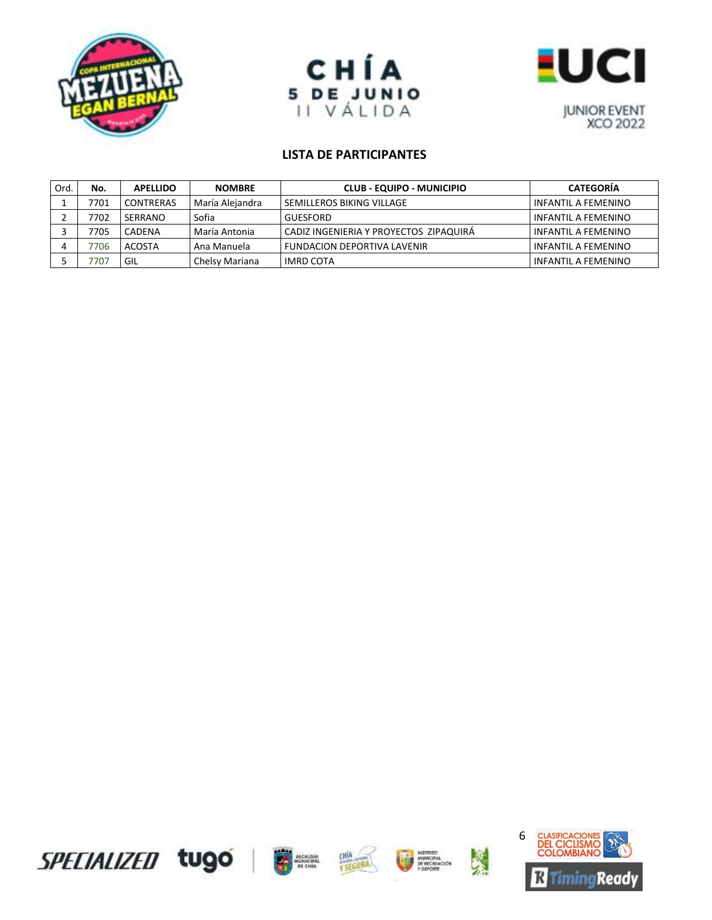## LISTA DE PARTICIPANTES

| Ord. | No. | APELLIDO | NOMBRE | CLUB - EQUIPO - MUNICIPIO | CATEGORÍA |
|---|---|---|---|---|---|
| 1 | 7701 | CONTRERAS | María Alejandra | SEMILLEROS BIKING VILLAGE | INFANTIL A FEMENINO |
| 2 | 7702 | SERRANO | Sofia | GUESFORD | INFANTIL A FEMENINO |
| 3 | 7705 | CADENA | María Antonia | CADIZ INGENIERIA Y PROYECTOS ZIPAQUIRÁ | INFANTIL A FEMENINO |
| 4 | 7706 | ACOSTA | Ana Manuela | FUNDACION DEPORTIVA LAVENIR | INFANTIL A FEMENINO |
| 5 | 7707 | GIL | Chelsy Mariana | IMRD COTA | INFANTIL A FEMENINO |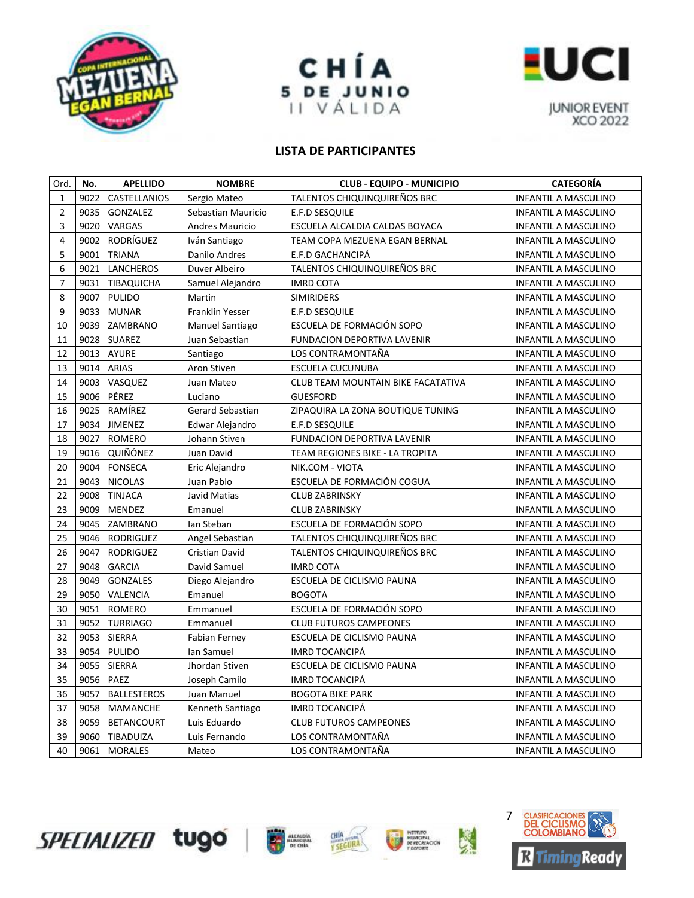CHÍA
5 DE JUNIO
II VÁLIDA

JUNIOR EVENT
XCO 2022

## LISTA DE PARTICIPANTES

| Ord. | No. | APELLIDO | NOMBRE | CLUB - EQUIPO - MUNICIPIO | CATEGORÍA |
|---|---|---|---|---|---|
| 1 | 9022 | CASTELLANIOS | Sergio Mateo | TALENTOS CHIQUINQUIREÑOS BRC | INFANTIL A MASCULINO |
| 2 | 9035 | GONZALEZ | Sebastian Mauricio | E.F.D SESQUILE | INFANTIL A MASCULINO |
| 3 | 9020 | VARGAS | Andres Mauricio | ESCUELA ALCALDIA CALDAS BOYACA | INFANTIL A MASCULINO |
| 4 | 9002 | RODRÍGUEZ | Iván Santiago | TEAM COPA MEZUENA EGAN BERNAL | INFANTIL A MASCULINO |
| 5 | 9001 | TRIANA | Danilo Andres | E.F.D GACHANCIPÁ | INFANTIL A MASCULINO |
| 6 | 9021 | LANCHEROS | Duver Albeiro | TALENTOS CHIQUINQUIREÑOS BRC | INFANTIL A MASCULINO |
| 7 | 9031 | TIBAQUICHA | Samuel Alejandro | IMRD COTA | INFANTIL A MASCULINO |
| 8 | 9007 | PULIDO | Martin | SIMIRIDERS | INFANTIL A MASCULINO |
| 9 | 9033 | MUNAR | Franklin Yesser | E.F.D SESQUILE | INFANTIL A MASCULINO |
| 10 | 9039 | ZAMBRANO | Manuel Santiago | ESCUELA DE FORMACIÓN SOPO | INFANTIL A MASCULINO |
| 11 | 9028 | SUAREZ | Juan Sebastian | FUNDACION DEPORTIVA LAVENIR | INFANTIL A MASCULINO |
| 12 | 9013 | AYURE | Santiago | LOS CONTRAMONTAÑA | INFANTIL A MASCULINO |
| 13 | 9014 | ARIAS | Aron Stiven | ESCUELA CUCUNUBA | INFANTIL A MASCULINO |
| 14 | 9003 | VASQUEZ | Juan Mateo | CLUB TEAM MOUNTAIN BIKE FACATATIVA | INFANTIL A MASCULINO |
| 15 | 9006 | PÉREZ | Luciano | GUESFORD | INFANTIL A MASCULINO |
| 16 | 9025 | RAMÍREZ | Gerard Sebastian | ZIPAQUIRA LA ZONA BOUTIQUE TUNING | INFANTIL A MASCULINO |
| 17 | 9034 | JIMENEZ | Edwar Alejandro | E.F.D SESQUILE | INFANTIL A MASCULINO |
| 18 | 9027 | ROMERO | Johann Stiven | FUNDACION DEPORTIVA LAVENIR | INFANTIL A MASCULINO |
| 19 | 9016 | QUIÑÓNEZ | Juan David | TEAM REGIONES BIKE - LA TROPITA | INFANTIL A MASCULINO |
| 20 | 9004 | FONSECA | Eric Alejandro | NIK.COM - VIOTA | INFANTIL A MASCULINO |
| 21 | 9043 | NICOLAS | Juan Pablo | ESCUELA DE FORMACIÓN COGUA | INFANTIL A MASCULINO |
| 22 | 9008 | TINJACA | Javid Matias | CLUB ZABRINSKY | INFANTIL A MASCULINO |
| 23 | 9009 | MENDEZ | Emanuel | CLUB ZABRINSKY | INFANTIL A MASCULINO |
| 24 | 9045 | ZAMBRANO | Ian Steban | ESCUELA DE FORMACIÓN SOPO | INFANTIL A MASCULINO |
| 25 | 9046 | RODRIGUEZ | Angel Sebastian | TALENTOS CHIQUINQUIREÑOS BRC | INFANTIL A MASCULINO |
| 26 | 9047 | RODRIGUEZ | Cristian David | TALENTOS CHIQUINQUIREÑOS BRC | INFANTIL A MASCULINO |
| 27 | 9048 | GARCIA | David Samuel | IMRD COTA | INFANTIL A MASCULINO |
| 28 | 9049 | GONZALES | Diego Alejandro | ESCUELA DE CICLISMO PAUNA | INFANTIL A MASCULINO |
| 29 | 9050 | VALENCIA | Emanuel | BOGOTA | INFANTIL A MASCULINO |
| 30 | 9051 | ROMERO | Emmanuel | ESCUELA DE FORMACIÓN SOPO | INFANTIL A MASCULINO |
| 31 | 9052 | TURRIAGO | Emmanuel | CLUB FUTUROS CAMPEONES | INFANTIL A MASCULINO |
| 32 | 9053 | SIERRA | Fabian Ferney | ESCUELA DE CICLISMO PAUNA | INFANTIL A MASCULINO |
| 33 | 9054 | PULIDO | Ian Samuel | IMRD TOCANCIPÁ | INFANTIL A MASCULINO |
| 34 | 9055 | SIERRA | Jhordan Stiven | ESCUELA DE CICLISMO PAUNA | INFANTIL A MASCULINO |
| 35 | 9056 | PAEZ | Joseph Camilo | IMRD TOCANCIPÁ | INFANTIL A MASCULINO |
| 36 | 9057 | BALLESTEROS | Juan Manuel | BOGOTA BIKE PARK | INFANTIL A MASCULINO |
| 37 | 9058 | MAMANCHE | Kenneth Santiago | IMRD TOCANCIPÁ | INFANTIL A MASCULINO |
| 38 | 9059 | BETANCOURT | Luis Eduardo | CLUB FUTUROS CAMPEONES | INFANTIL A MASCULINO |
| 39 | 9060 | TIBADUIZA | Luis Fernando | LOS CONTRAMONTAÑA | INFANTIL A MASCULINO |
| 40 | 9061 | MORALES | Mateo | LOS CONTRAMONTAÑA | INFANTIL A MASCULINO |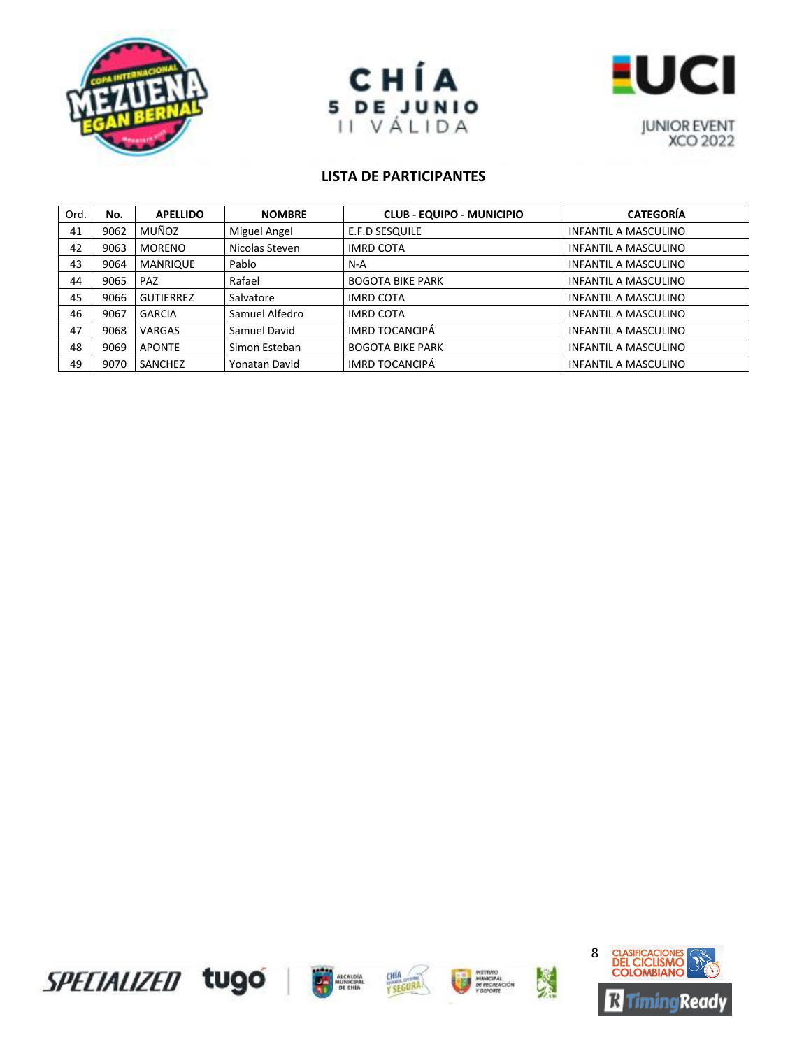## LISTA DE PARTICIPANTES

| Ord. | No. | APELLIDO | NOMBRE | CLUB - EQUIPO - MUNICIPIO | CATEGORÍA |
|---|---|---|---|---|---|
| 41 | 9062 | MUÑOZ | Miguel Angel | E.F.D SESQUILE | INFANTIL A MASCULINO |
| 42 | 9063 | MORENO | Nicolas Steven | IMRD COTA | INFANTIL A MASCULINO |
| 43 | 9064 | MANRIQUE | Pablo | N-A | INFANTIL A MASCULINO |
| 44 | 9065 | PAZ | Rafael | BOGOTA BIKE PARK | INFANTIL A MASCULINO |
| 45 | 9066 | GUTIERREZ | Salvatore | IMRD COTA | INFANTIL A MASCULINO |
| 46 | 9067 | GARCIA | Samuel Alfedro | IMRD COTA | INFANTIL A MASCULINO |
| 47 | 9068 | VARGAS | Samuel David | IMRD TOCANCIPÁ | INFANTIL A MASCULINO |
| 48 | 9069 | APONTE | Simon Esteban | BOGOTA BIKE PARK | INFANTIL A MASCULINO |
| 49 | 9070 | SANCHEZ | Yonatan David | IMRD TOCANCIPÁ | INFANTIL A MASCULINO |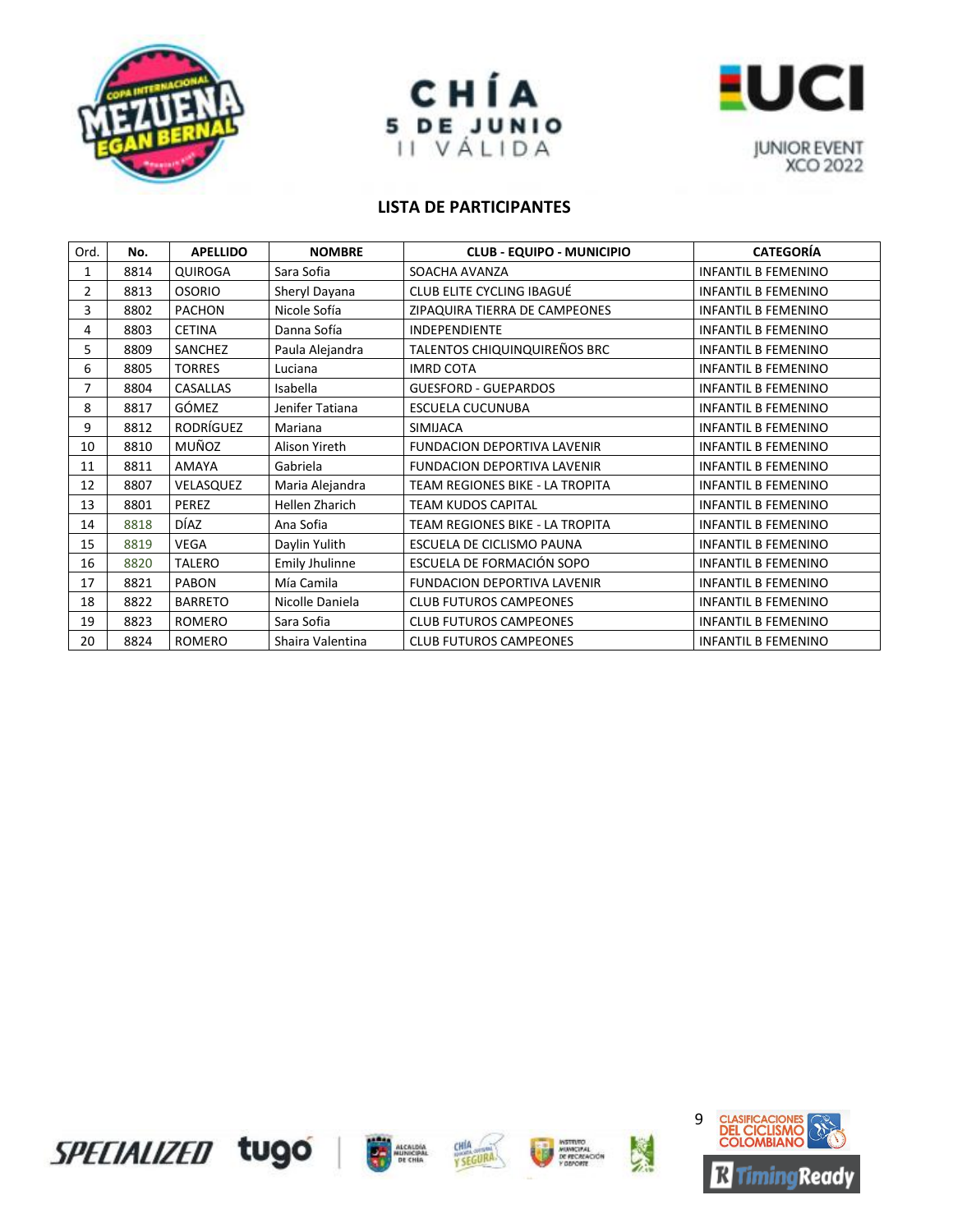CHÍA
5 DE JUNIO
II VÁLIDA

JUNIOR EVENT XCO 2022

## LISTA DE PARTICIPANTES

| Ord. | No. | APELLIDO | NOMBRE | CLUB - EQUIPO - MUNICIPIO | CATEGORÍA |
|---|---|---|---|---|---|
| 1 | 8814 | QUIROGA | Sara Sofia | SOACHA AVANZA | INFANTIL B FEMENINO |
| 2 | 8813 | OSORIO | Sheryl Dayana | CLUB ELITE CYCLING IBAGUÉ | INFANTIL B FEMENINO |
| 3 | 8802 | PACHON | Nicole Sofía | ZIPAQUIRA TIERRA DE CAMPEONES | INFANTIL B FEMENINO |
| 4 | 8803 | CETINA | Danna Sofía | INDEPENDIENTE | INFANTIL B FEMENINO |
| 5 | 8809 | SANCHEZ | Paula Alejandra | TALENTOS CHIQUINQUIREÑOS BRC | INFANTIL B FEMENINO |
| 6 | 8805 | TORRES | Luciana | IMRD COTA | INFANTIL B FEMENINO |
| 7 | 8804 | CASALLAS | Isabella | GUESFORD - GUEPARDOS | INFANTIL B FEMENINO |
| 8 | 8817 | GÓMEZ | Jenifer Tatiana | ESCUELA CUCUNUBA | INFANTIL B FEMENINO |
| 9 | 8812 | RODRÍGUEZ | Mariana | SIMIJACA | INFANTIL B FEMENINO |
| 10 | 8810 | MUÑOZ | Alison Yireth | FUNDACION DEPORTIVA LAVENIR | INFANTIL B FEMENINO |
| 11 | 8811 | AMAYA | Gabriela | FUNDACION DEPORTIVA LAVENIR | INFANTIL B FEMENINO |
| 12 | 8807 | VELASQUEZ | Maria Alejandra | TEAM REGIONES BIKE - LA TROPITA | INFANTIL B FEMENINO |
| 13 | 8801 | PEREZ | Hellen Zharich | TEAM KUDOS CAPITAL | INFANTIL B FEMENINO |
| 14 | 8818 | DÍAZ | Ana Sofia | TEAM REGIONES BIKE - LA TROPITA | INFANTIL B FEMENINO |
| 15 | 8819 | VEGA | Daylin Yulith | ESCUELA DE CICLISMO PAUNA | INFANTIL B FEMENINO |
| 16 | 8820 | TALERO | Emily Jhulinne | ESCUELA DE FORMACIÓN SOPO | INFANTIL B FEMENINO |
| 17 | 8821 | PABON | Mía Camila | FUNDACION DEPORTIVA LAVENIR | INFANTIL B FEMENINO |
| 18 | 8822 | BARRETO | Nicolle Daniela | CLUB FUTUROS CAMPEONES | INFANTIL B FEMENINO |
| 19 | 8823 | ROMERO | Sara Sofia | CLUB FUTUROS CAMPEONES | INFANTIL B FEMENINO |
| 20 | 8824 | ROMERO | Shaira Valentina | CLUB FUTUROS CAMPEONES | INFANTIL B FEMENINO |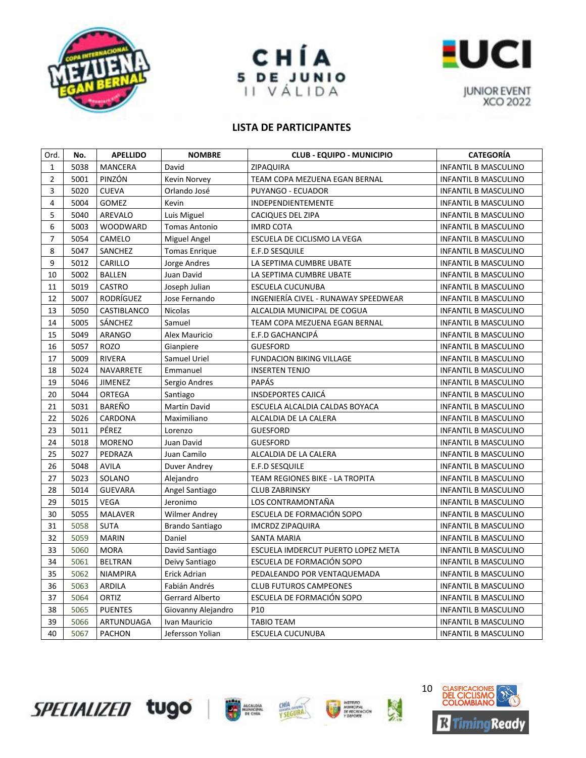CHÍA
5 DE JUNIO
II VÁLIDA

JUNIOR EVENT
XCO 2022

## LISTA DE PARTICIPANTES

| Ord. | No. | APELLIDO | NOMBRE | CLUB - EQUIPO - MUNICIPIO | CATEGORÍA |
|---|---|---|---|---|---|
| 1 | 5038 | MANCERA | David | ZIPAQUIRA | INFANTIL B MASCULINO |
| 2 | 5001 | PINZÓN | Kevin Norvey | TEAM COPA MEZUENA EGAN BERNAL | INFANTIL B MASCULINO |
| 3 | 5020 | CUEVA | Orlando José | PUYANGO - ECUADOR | INFANTIL B MASCULINO |
| 4 | 5004 | GOMEZ | Kevin | INDEPENDIENTEMENTE | INFANTIL B MASCULINO |
| 5 | 5040 | AREVALO | Luis Miguel | CACIQUES DEL ZIPA | INFANTIL B MASCULINO |
| 6 | 5003 | WOODWARD | Tomas Antonio | IMRD COTA | INFANTIL B MASCULINO |
| 7 | 5054 | CAMELO | Miguel Angel | ESCUELA DE CICLISMO LA VEGA | INFANTIL B MASCULINO |
| 8 | 5047 | SANCHEZ | Tomas Enrique | E.F.D SESQUILE | INFANTIL B MASCULINO |
| 9 | 5012 | CARILLO | Jorge Andres | LA SEPTIMA CUMBRE UBATE | INFANTIL B MASCULINO |
| 10 | 5002 | BALLEN | Juan David | LA SEPTIMA CUMBRE UBATE | INFANTIL B MASCULINO |
| 11 | 5019 | CASTRO | Joseph Julian | ESCUELA CUCUNUBA | INFANTIL B MASCULINO |
| 12 | 5007 | RODRÍGUEZ | Jose Fernando | INGENIERÍA CIVEL - RUNAWAY SPEEDWEAR | INFANTIL B MASCULINO |
| 13 | 5050 | CASTIBLANCO | Nicolas | ALCALDIA MUNICIPAL DE COGUA | INFANTIL B MASCULINO |
| 14 | 5005 | SÁNCHEZ | Samuel | TEAM COPA MEZUENA EGAN BERNAL | INFANTIL B MASCULINO |
| 15 | 5049 | ARANGO | Alex Mauricio | E.F.D GACHANCIPÁ | INFANTIL B MASCULINO |
| 16 | 5057 | ROZO | Gianpiere | GUESFORD | INFANTIL B MASCULINO |
| 17 | 5009 | RIVERA | Samuel Uriel | FUNDACION BIKING VILLAGE | INFANTIL B MASCULINO |
| 18 | 5024 | NAVARRETE | Emmanuel | INSERTEN TENJO | INFANTIL B MASCULINO |
| 19 | 5046 | JIMENEZ | Sergio Andres | PAPÁS | INFANTIL B MASCULINO |
| 20 | 5044 | ORTEGA | Santiago | INSDEPORTES CAJICÁ | INFANTIL B MASCULINO |
| 21 | 5031 | BAREÑO | Martin David | ESCUELA ALCALDIA CALDAS BOYACA | INFANTIL B MASCULINO |
| 22 | 5026 | CARDONA | Maximiliano | ALCALDIA DE LA CALERA | INFANTIL B MASCULINO |
| 23 | 5011 | PÉREZ | Lorenzo | GUESFORD | INFANTIL B MASCULINO |
| 24 | 5018 | MORENO | Juan David | GUESFORD | INFANTIL B MASCULINO |
| 25 | 5027 | PEDRAZA | Juan Camilo | ALCALDIA DE LA CALERA | INFANTIL B MASCULINO |
| 26 | 5048 | AVILA | Duver Andrey | E.F.D SESQUILE | INFANTIL B MASCULINO |
| 27 | 5023 | SOLANO | Alejandro | TEAM REGIONES BIKE - LA TROPITA | INFANTIL B MASCULINO |
| 28 | 5014 | GUEVARA | Angel Santiago | CLUB ZABRINSKY | INFANTIL B MASCULINO |
| 29 | 5015 | VEGA | Jeronimo | LOS CONTRAMONTAÑA | INFANTIL B MASCULINO |
| 30 | 5055 | MALAVER | Wilmer Andrey | ESCUELA DE FORMACIÓN SOPO | INFANTIL B MASCULINO |
| 31 | 5058 | SUTA | Brando Santiago | IMCRDZ ZIPAQUIRA | INFANTIL B MASCULINO |
| 32 | 5059 | MARIN | Daniel | SANTA MARIA | INFANTIL B MASCULINO |
| 33 | 5060 | MORA | David Santiago | ESCUELA IMDERCUT PUERTO LOPEZ META | INFANTIL B MASCULINO |
| 34 | 5061 | BELTRAN | Deivy Santiago | ESCUELA DE FORMACIÓN SOPO | INFANTIL B MASCULINO |
| 35 | 5062 | NIAMPIRA | Erick Adrian | PEDALEANDO POR VENTAQUEMADA | INFANTIL B MASCULINO |
| 36 | 5063 | ARDILA | Fabián Andrés | CLUB FUTUROS CAMPEONES | INFANTIL B MASCULINO |
| 37 | 5064 | ORTIZ | Gerrard Alberto | ESCUELA DE FORMACIÓN SOPO | INFANTIL B MASCULINO |
| 38 | 5065 | PUENTES | Giovanny Alejandro | P10 | INFANTIL B MASCULINO |
| 39 | 5066 | ARTUNDUAGA | Ivan Mauricio | TABIO TEAM | INFANTIL B MASCULINO |
| 40 | 5067 | PACHON | Jefersson Yolian | ESCUELA CUCUNUBA | INFANTIL B MASCULINO |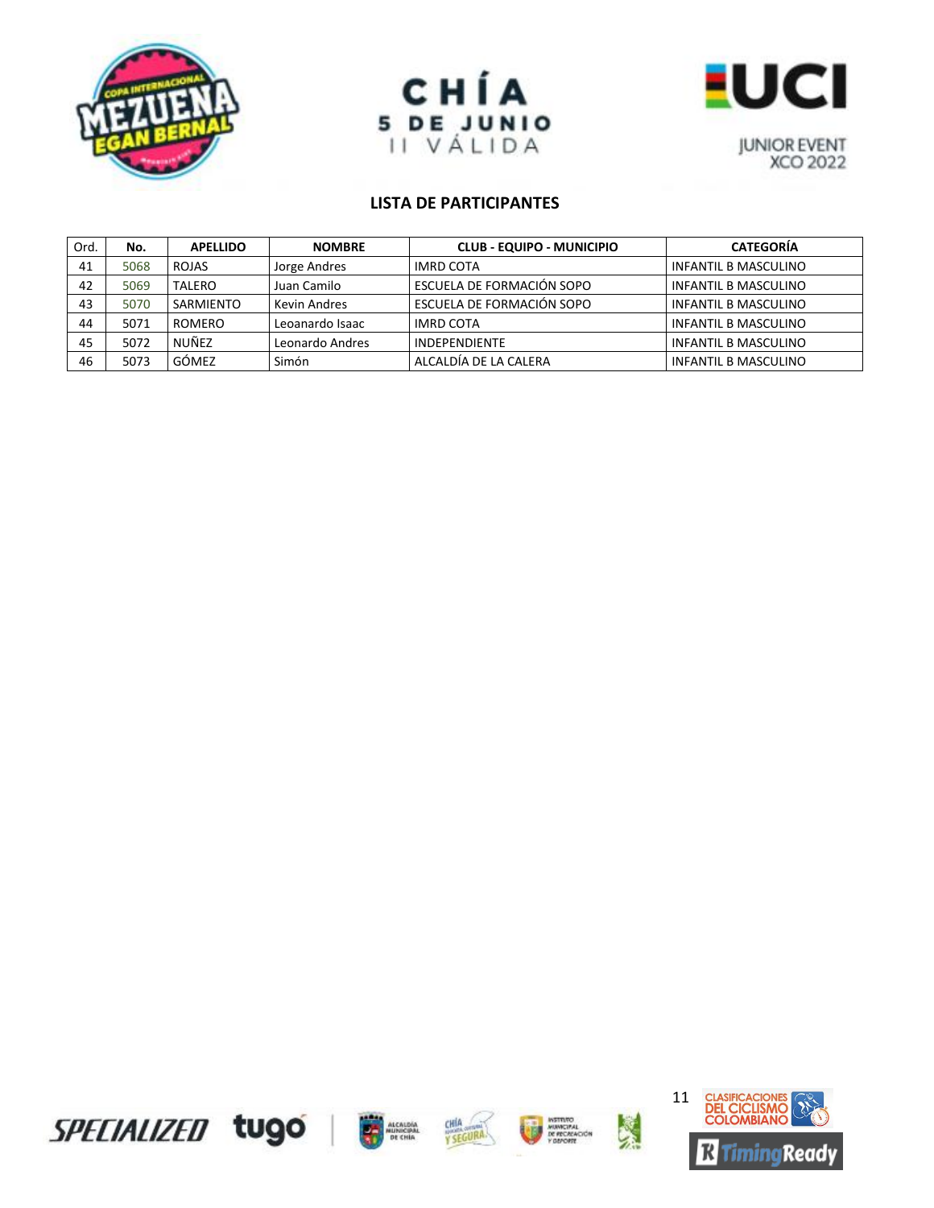## LISTA DE PARTICIPANTES

| Ord. | No. | APELLIDO | NOMBRE | CLUB - EQUIPO - MUNICIPIO | CATEGORÍA |
|---|---|---|---|---|---|
| 41 | 5068 | ROJAS | Jorge Andres | IMRD COTA | INFANTIL B MASCULINO |
| 42 | 5069 | TALERO | Juan Camilo | ESCUELA DE FORMACIÓN SOPO | INFANTIL B MASCULINO |
| 43 | 5070 | SARMIENTO | Kevin Andres | ESCUELA DE FORMACIÓN SOPO | INFANTIL B MASCULINO |
| 44 | 5071 | ROMERO | Leoanardo Isaac | IMRD COTA | INFANTIL B MASCULINO |
| 45 | 5072 | NUÑEZ | Leonardo Andres | INDEPENDIENTE | INFANTIL B MASCULINO |
| 46 | 5073 | GÓMEZ | Simón | ALCALDÍA DE LA CALERA | INFANTIL B MASCULINO |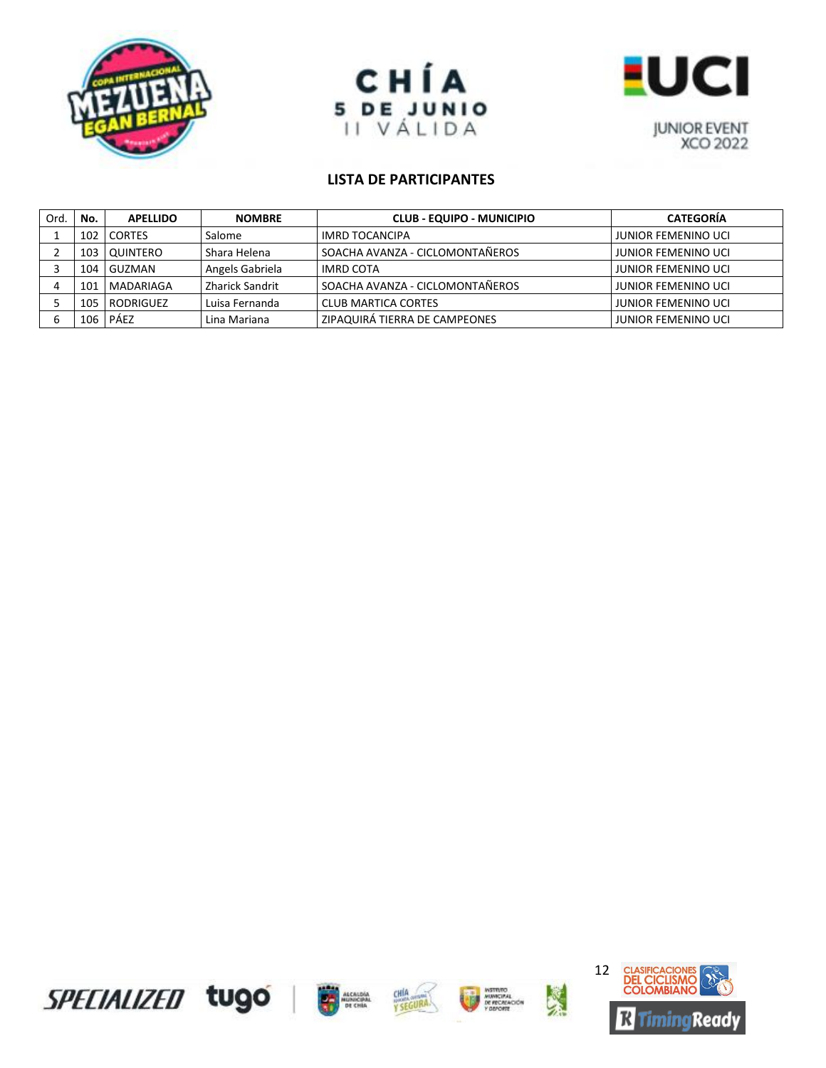CHÍA
5 DE JUNIO
II VÁLIDA

JUNIOR EVENT
XCO 2022

## LISTA DE PARTICIPANTES

| Ord. | No. | APELLIDO | NOMBRE | CLUB - EQUIPO - MUNICIPIO | CATEGORÍA |
|---|---|---|---|---|---|
| 1 | 102 | CORTES | Salome | IMRD TOCANCIPA | JUNIOR FEMENINO UCI |
| 2 | 103 | QUINTERO | Shara Helena | SOACHA AVANZA - CICLOMONTAÑEROS | JUNIOR FEMENINO UCI |
| 3 | 104 | GUZMAN | Angels Gabriela | IMRD COTA | JUNIOR FEMENINO UCI |
| 4 | 101 | MADARIAGA | Zharick Sandrit | SOACHA AVANZA - CICLOMONTAÑEROS | JUNIOR FEMENINO UCI |
| 5 | 105 | RODRIGUEZ | Luisa Fernanda | CLUB MARTICA CORTES | JUNIOR FEMENINO UCI |
| 6 | 106 | PÁEZ | Lina Mariana | ZIPAQUIRÁ TIERRA DE CAMPEONES | JUNIOR FEMENINO UCI |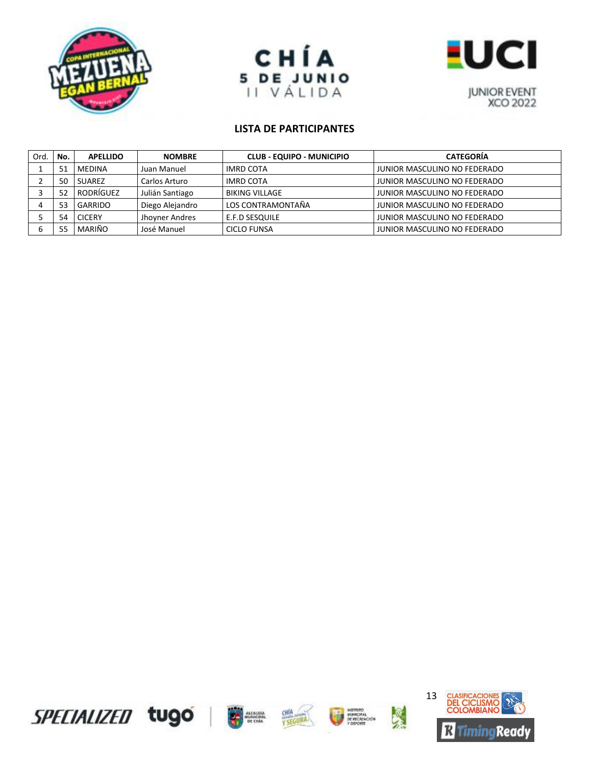## LISTA DE PARTICIPANTES

| Ord. | No. | APELLIDO | NOMBRE | CLUB - EQUIPO - MUNICIPIO | CATEGORÍA |
|---|---|---|---|---|---|
| 1 | 51 | MEDINA | Juan Manuel | IMRD COTA | JUNIOR MASCULINO NO FEDERADO |
| 2 | 50 | SUAREZ | Carlos Arturo | IMRD COTA | JUNIOR MASCULINO NO FEDERADO |
| 3 | 52 | RODRÍGUEZ | Julián Santiago | BIKING VILLAGE | JUNIOR MASCULINO NO FEDERADO |
| 4 | 53 | GARRIDO | Diego Alejandro | LOS CONTRAMONTAÑA | JUNIOR MASCULINO NO FEDERADO |
| 5 | 54 | CICERY | Jhoyner Andres | E.F.D SESQUILE | JUNIOR MASCULINO NO FEDERADO |
| 6 | 55 | MARIÑO | José Manuel | CICLO FUNSA | JUNIOR MASCULINO NO FEDERADO |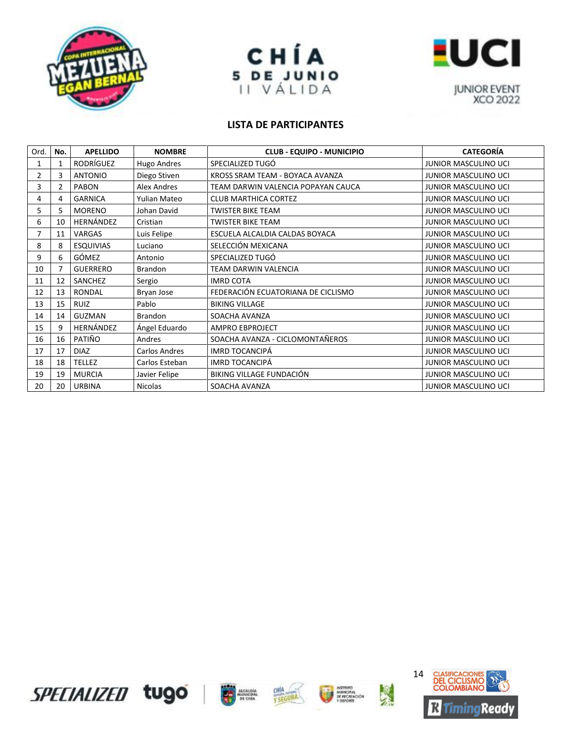CHÍA
5 DE JUNIO
II VÁLIDA

JUNIOR EVENT XCO 2022

## LISTA DE PARTICIPANTES

| Ord. | No. | APELLIDO | NOMBRE | CLUB - EQUIPO - MUNICIPIO | CATEGORÍA |
|---|---|---|---|---|---|
| 1 | 1 | RODRÍGUEZ | Hugo Andres | SPECIALIZED TUGÓ | JUNIOR MASCULINO UCI |
| 2 | 3 | ANTONIO | Diego Stiven | KROSS SRAM TEAM - BOYACA AVANZA | JUNIOR MASCULINO UCI |
| 3 | 2 | PABON | Alex Andres | TEAM DARWIN VALENCIA POPAYAN CAUCA | JUNIOR MASCULINO UCI |
| 4 | 4 | GARNICA | Yulian Mateo | CLUB MARTHICA CORTEZ | JUNIOR MASCULINO UCI |
| 5 | 5 | MORENO | Johan David | TWISTER BIKE TEAM | JUNIOR MASCULINO UCI |
| 6 | 10 | HERNÁNDEZ | Cristian | TWISTER BIKE TEAM | JUNIOR MASCULINO UCI |
| 7 | 11 | VARGAS | Luis Felipe | ESCUELA ALCALDIA CALDAS BOYACA | JUNIOR MASCULINO UCI |
| 8 | 8 | ESQUIVIAS | Luciano | SELECCIÓN MEXICANA | JUNIOR MASCULINO UCI |
| 9 | 6 | GÓMEZ | Antonio | SPECIALIZED TUGÓ | JUNIOR MASCULINO UCI |
| 10 | 7 | GUERRERO | Brandon | TEAM DARWIN VALENCIA | JUNIOR MASCULINO UCI |
| 11 | 12 | SANCHEZ | Sergio | IMRD COTA | JUNIOR MASCULINO UCI |
| 12 | 13 | RONDAL | Bryan Jose | FEDERACIÓN ECUATORIANA DE CICLISMO | JUNIOR MASCULINO UCI |
| 13 | 15 | RUIZ | Pablo | BIKING VILLAGE | JUNIOR MASCULINO UCI |
| 14 | 14 | GUZMAN | Brandon | SOACHA AVANZA | JUNIOR MASCULINO UCI |
| 15 | 9 | HERNÁNDEZ | Ángel Eduardo | AMPRO EBPROJECT | JUNIOR MASCULINO UCI |
| 16 | 16 | PATIÑO | Andres | SOACHA AVANZA - CICLOMONTAÑEROS | JUNIOR MASCULINO UCI |
| 17 | 17 | DIAZ | Carlos Andres | IMRD TOCANCIPÁ | JUNIOR MASCULINO UCI |
| 18 | 18 | TELLEZ | Carlos Esteban | IMRD TOCANCIPÁ | JUNIOR MASCULINO UCI |
| 19 | 19 | MURCIA | Javier Felipe | BIKING VILLAGE FUNDACIÓN | JUNIOR MASCULINO UCI |
| 20 | 20 | URBINA | Nicolas | SOACHA AVANZA | JUNIOR MASCULINO UCI |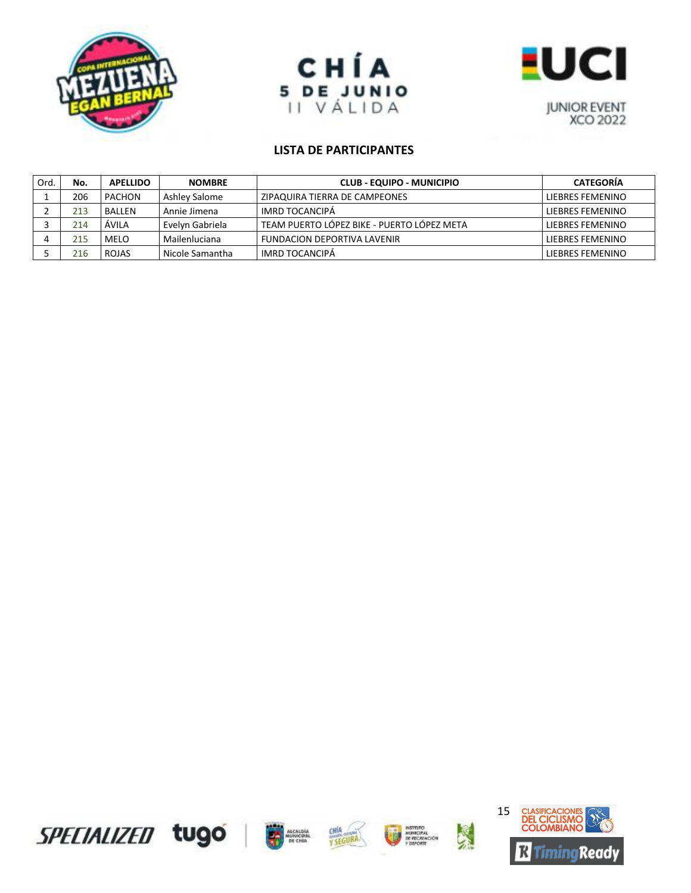## LISTA DE PARTICIPANTES

| Ord. | No. | APELLIDO | NOMBRE | CLUB - EQUIPO - MUNICIPIO | CATEGORÍA |
|---|---|---|---|---|---|
| 1 | 206 | PACHON | Ashley Salome | ZIPAQUIRA TIERRA DE CAMPEONES | LIEBRES FEMENINO |
| 2 | 213 | BALLEN | Annie Jimena | IMRD TOCANCIPÁ | LIEBRES FEMENINO |
| 3 | 214 | ÁVILA | Evelyn Gabriela | TEAM PUERTO LÓPEZ BIKE - PUERTO LÓPEZ META | LIEBRES FEMENINO |
| 4 | 215 | MELO | Mailenluciana | FUNDACION DEPORTIVA LAVENIR | LIEBRES FEMENINO |
| 5 | 216 | ROJAS | Nicole Samantha | IMRD TOCANCIPÁ | LIEBRES FEMENINO |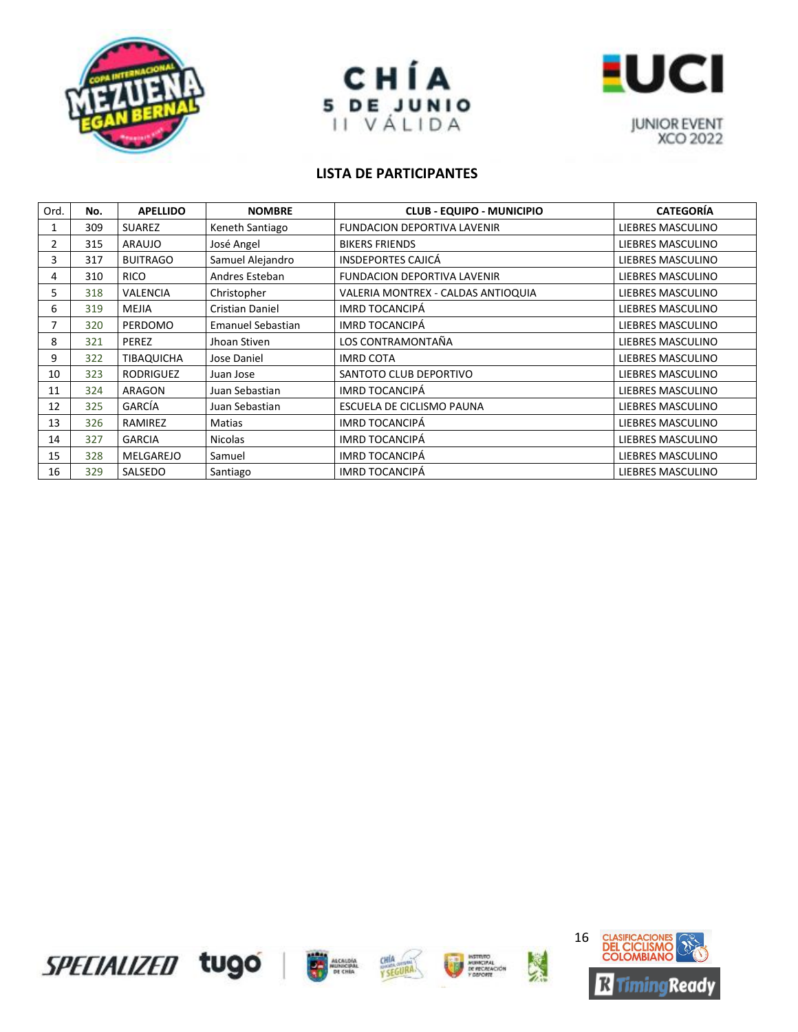CHÍA
5 DE JUNIO
II VÁLIDA

JUNIOR EVENT
XCO 2022

## LISTA DE PARTICIPANTES

| Ord. | No. | APELLIDO | NOMBRE | CLUB - EQUIPO - MUNICIPIO | CATEGORÍA |
|---|---|---|---|---|---|
| 1 | 309 | SUAREZ | Keneth Santiago | FUNDACION DEPORTIVA LAVENIR | LIEBRES MASCULINO |
| 2 | 315 | ARAUJO | José Angel | BIKERS FRIENDS | LIEBRES MASCULINO |
| 3 | 317 | BUITRAGO | Samuel Alejandro | INSDEPORTES CAJICÁ | LIEBRES MASCULINO |
| 4 | 310 | RICO | Andres Esteban | FUNDACION DEPORTIVA LAVENIR | LIEBRES MASCULINO |
| 5 | 318 | VALENCIA | Christopher | VALERIA MONTREX - CALDAS ANTIOQUIA | LIEBRES MASCULINO |
| 6 | 319 | MEJIA | Cristian Daniel | IMRD TOCANCIPÁ | LIEBRES MASCULINO |
| 7 | 320 | PERDOMO | Emanuel Sebastian | IMRD TOCANCIPÁ | LIEBRES MASCULINO |
| 8 | 321 | PEREZ | Jhoan Stiven | LOS CONTRAMONTAÑA | LIEBRES MASCULINO |
| 9 | 322 | TIBAQUICHA | Jose Daniel | IMRD COTA | LIEBRES MASCULINO |
| 10 | 323 | RODRIGUEZ | Juan Jose | SANTOTO CLUB DEPORTIVO | LIEBRES MASCULINO |
| 11 | 324 | ARAGON | Juan Sebastian | IMRD TOCANCIPÁ | LIEBRES MASCULINO |
| 12 | 325 | GARCÍA | Juan Sebastian | ESCUELA DE CICLISMO PAUNA | LIEBRES MASCULINO |
| 13 | 326 | RAMIREZ | Matias | IMRD TOCANCIPÁ | LIEBRES MASCULINO |
| 14 | 327 | GARCIA | Nicolas | IMRD TOCANCIPÁ | LIEBRES MASCULINO |
| 15 | 328 | MELGAREJO | Samuel | IMRD TOCANCIPÁ | LIEBRES MASCULINO |
| 16 | 329 | SALSEDO | Santiago | IMRD TOCANCIPÁ | LIEBRES MASCULINO |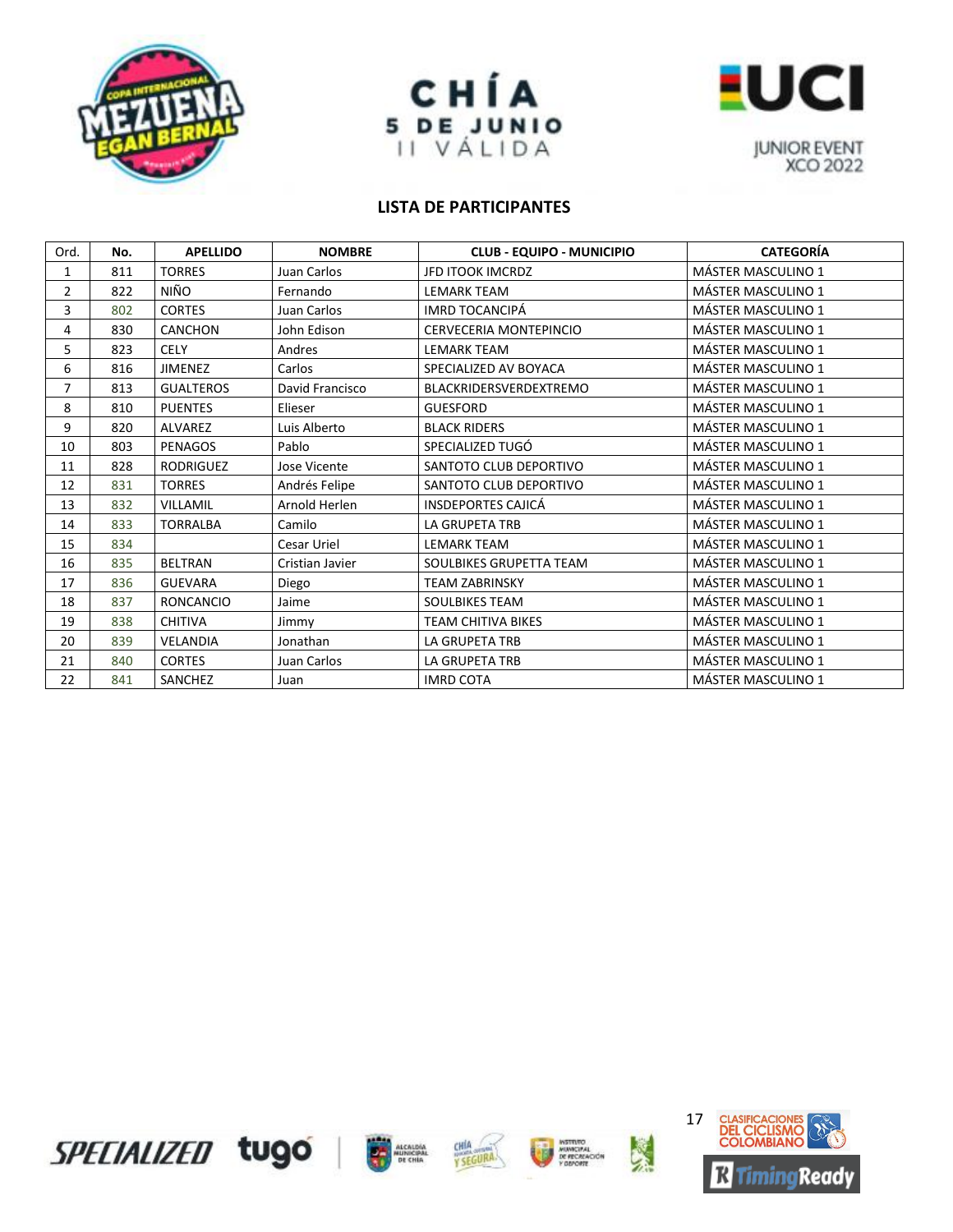CHÍA
5 DE JUNIO
II VÁLIDA

JUNIOR EVENT
XCO 2022

## LISTA DE PARTICIPANTES

| Ord. | No. | APELLIDO | NOMBRE | CLUB - EQUIPO - MUNICIPIO | CATEGORÍA |
|---|---|---|---|---|---|
| 1 | 811 | TORRES | Juan Carlos | JFD ITOOK IMCRDZ | MÁSTER MASCULINO 1 |
| 2 | 822 | NIÑO | Fernando | LEMARK TEAM | MÁSTER MASCULINO 1 |
| 3 | 802 | CORTES | Juan Carlos | IMRD TOCANCIPÁ | MÁSTER MASCULINO 1 |
| 4 | 830 | CANCHON | John Edison | CERVECERIA MONTEPINCIO | MÁSTER MASCULINO 1 |
| 5 | 823 | CELY | Andres | LEMARK TEAM | MÁSTER MASCULINO 1 |
| 6 | 816 | JIMENEZ | Carlos | SPECIALIZED AV BOYACA | MÁSTER MASCULINO 1 |
| 7 | 813 | GUALTEROS | David Francisco | BLACKRIDERSVERDEXTREMO | MÁSTER MASCULINO 1 |
| 8 | 810 | PUENTES | Elieser | GUESFORD | MÁSTER MASCULINO 1 |
| 9 | 820 | ALVAREZ | Luis Alberto | BLACK RIDERS | MÁSTER MASCULINO 1 |
| 10 | 803 | PENAGOS | Pablo | SPECIALIZED TUGÓ | MÁSTER MASCULINO 1 |
| 11 | 828 | RODRIGUEZ | Jose Vicente | SANTOTO CLUB DEPORTIVO | MÁSTER MASCULINO 1 |
| 12 | 831 | TORRES | Andrés Felipe | SANTOTO CLUB DEPORTIVO | MÁSTER MASCULINO 1 |
| 13 | 832 | VILLAMIL | Arnold Herlen | INSDEPORTES CAJICÁ | MÁSTER MASCULINO 1 |
| 14 | 833 | TORRALBA | Camilo | LA GRUPETA TRB | MÁSTER MASCULINO 1 |
| 15 | 834 |  | Cesar Uriel | LEMARK TEAM | MÁSTER MASCULINO 1 |
| 16 | 835 | BELTRAN | Cristian Javier | SOULBIKES GRUPETTA TEAM | MÁSTER MASCULINO 1 |
| 17 | 836 | GUEVARA | Diego | TEAM ZABRINSKY | MÁSTER MASCULINO 1 |
| 18 | 837 | RONCANCIO | Jaime | SOULBIKES TEAM | MÁSTER MASCULINO 1 |
| 19 | 838 | CHITIVA | Jimmy | TEAM CHITIVA BIKES | MÁSTER MASCULINO 1 |
| 20 | 839 | VELANDIA | Jonathan | LA GRUPETA TRB | MÁSTER MASCULINO 1 |
| 21 | 840 | CORTES | Juan Carlos | LA GRUPETA TRB | MÁSTER MASCULINO 1 |
| 22 | 841 | SANCHEZ | Juan | IMRD COTA | MÁSTER MASCULINO 1 |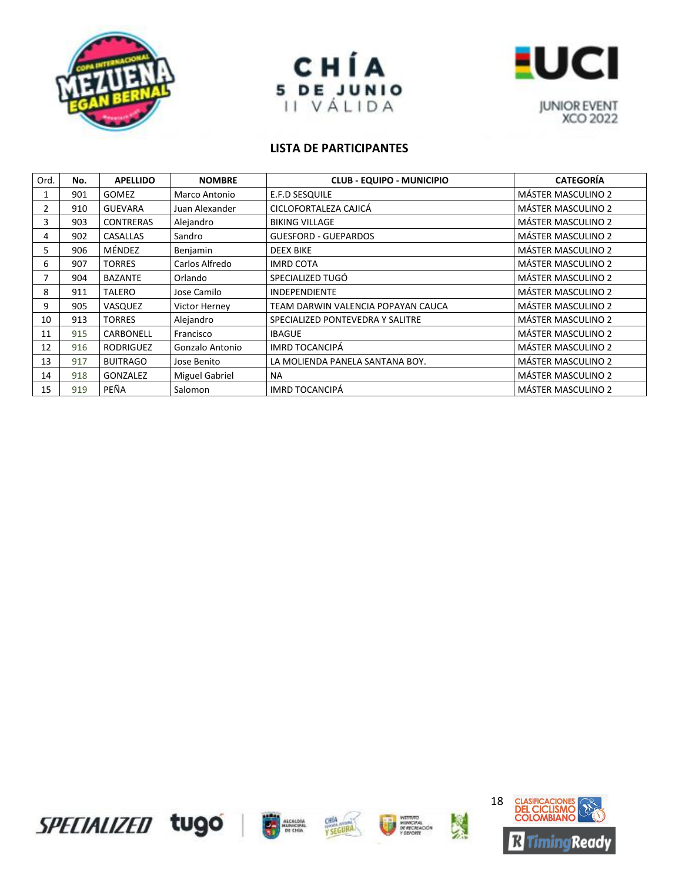CHÍA

5 DE JUNIO

II VÁLIDA

JUNIOR EVENT XCO 2022

## LISTA DE PARTICIPANTES

| Ord. | No. | APELLIDO | NOMBRE | CLUB - EQUIPO - MUNICIPIO | CATEGORÍA |
|---|---|---|---|---|---|
| 1 | 901 | GOMEZ | Marco Antonio | E.F.D SESQUILE | MÁSTER MASCULINO 2 |
| 2 | 910 | GUEVARA | Juan Alexander | CICLOFORTALEZA CAJICÁ | MÁSTER MASCULINO 2 |
| 3 | 903 | CONTRERAS | Alejandro | BIKING VILLAGE | MÁSTER MASCULINO 2 |
| 4 | 902 | CASALLAS | Sandro | GUESFORD - GUEPARDOS | MÁSTER MASCULINO 2 |
| 5 | 906 | MÉNDEZ | Benjamin | DEEX BIKE | MÁSTER MASCULINO 2 |
| 6 | 907 | TORRES | Carlos Alfredo | IMRD COTA | MÁSTER MASCULINO 2 |
| 7 | 904 | BAZANTE | Orlando | SPECIALIZED TUGÓ | MÁSTER MASCULINO 2 |
| 8 | 911 | TALERO | Jose Camilo | INDEPENDIENTE | MÁSTER MASCULINO 2 |
| 9 | 905 | VASQUEZ | Victor Herney | TEAM DARWIN VALENCIA POPAYAN CAUCA | MÁSTER MASCULINO 2 |
| 10 | 913 | TORRES | Alejandro | SPECIALIZED PONTEVEDRA Y SALITRE | MÁSTER MASCULINO 2 |
| 11 | 915 | CARBONELL | Francisco | IBAGUE | MÁSTER MASCULINO 2 |
| 12 | 916 | RODRIGUEZ | Gonzalo Antonio | IMRD TOCANCIPÁ | MÁSTER MASCULINO 2 |
| 13 | 917 | BUITRAGO | Jose Benito | LA MOLIENDA PANELA SANTANA BOY. | MÁSTER MASCULINO 2 |
| 14 | 918 | GONZALEZ | Miguel Gabriel | NA | MÁSTER MASCULINO 2 |
| 15 | 919 | PEÑA | Salomon | IMRD TOCANCIPÁ | MÁSTER MASCULINO 2 |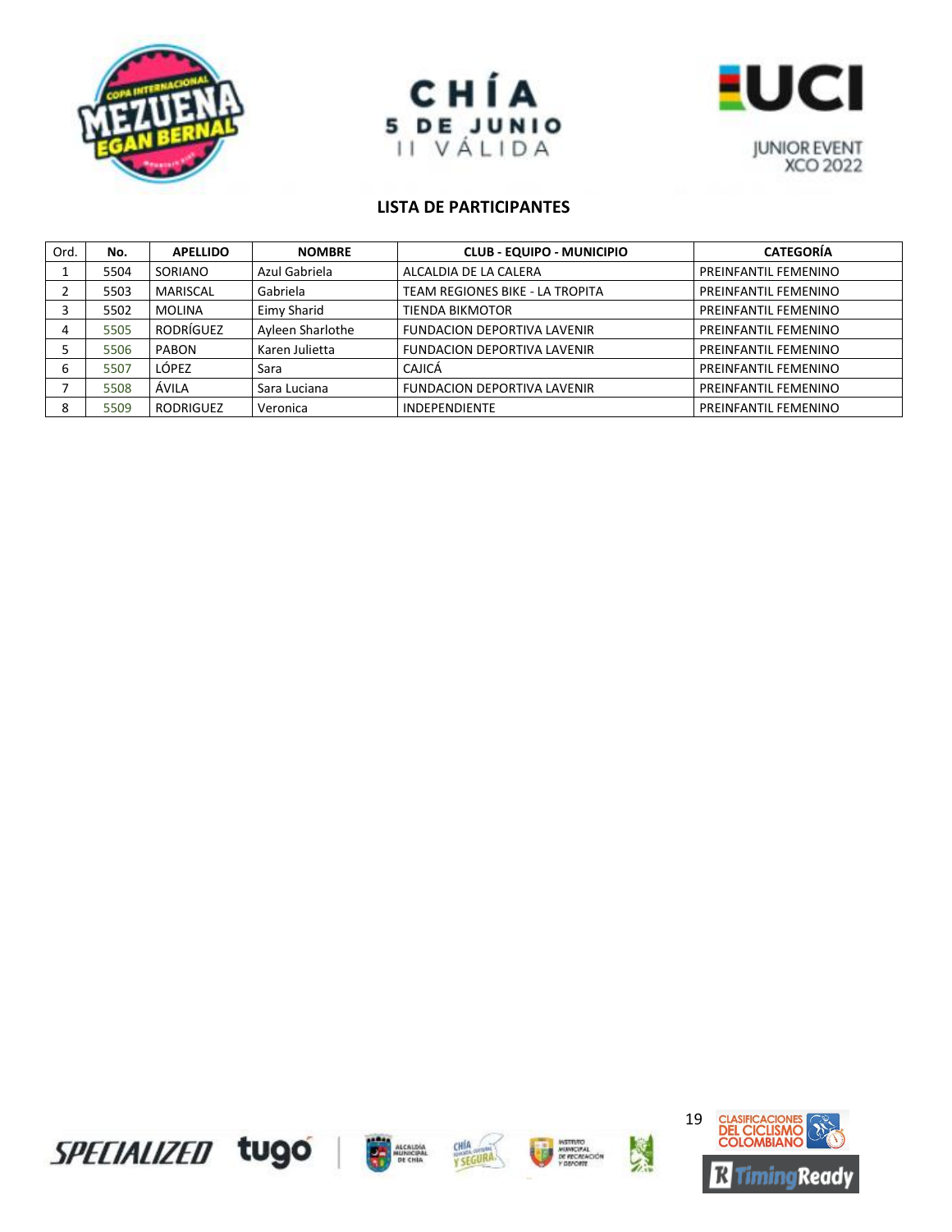CHÍA
5 DE JUNIO
II VÁLIDA

UCI JUNIOR EVENT XCO 2022

## LISTA DE PARTICIPANTES

| Ord. | No. | APELLIDO | NOMBRE | CLUB - EQUIPO - MUNICIPIO | CATEGORÍA |
|---|---|---|---|---|---|
| 1 | 5504 | SORIANO | Azul Gabriela | ALCALDIA DE LA CALERA | PREINFANTIL FEMENINO |
| 2 | 5503 | MARISCAL | Gabriela | TEAM REGIONES BIKE - LA TROPITA | PREINFANTIL FEMENINO |
| 3 | 5502 | MOLINA | Eimy Sharid | TIENDA BIKMOTOR | PREINFANTIL FEMENINO |
| 4 | 5505 | RODRÍGUEZ | Ayleen Sharlothe | FUNDACION DEPORTIVA LAVENIR | PREINFANTIL FEMENINO |
| 5 | 5506 | PABON | Karen Julietta | FUNDACION DEPORTIVA LAVENIR | PREINFANTIL FEMENINO |
| 6 | 5507 | LÓPEZ | Sara | CAJICÁ | PREINFANTIL FEMENINO |
| 7 | 5508 | ÁVILA | Sara Luciana | FUNDACION DEPORTIVA LAVENIR | PREINFANTIL FEMENINO |
| 8 | 5509 | RODRIGUEZ | Veronica | INDEPENDIENTE | PREINFANTIL FEMENINO |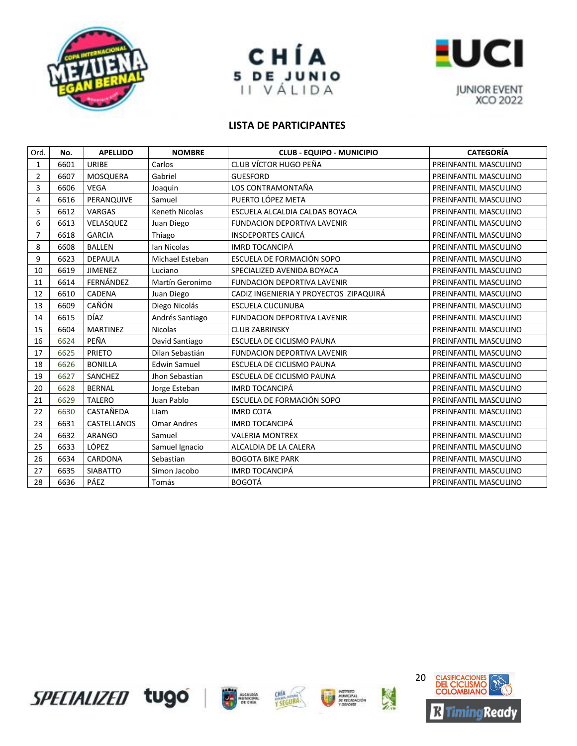CHÍA
5 DE JUNIO
II VÁLIDA

JUNIOR EVENT
XCO 2022

## LISTA DE PARTICIPANTES

| Ord. | No. | APELLIDO | NOMBRE | CLUB - EQUIPO - MUNICIPIO | CATEGORÍA |
|---|---|---|---|---|---|
| 1 | 6601 | URIBE | Carlos | CLUB VÍCTOR HUGO PEÑA | PREINFANTIL MASCULINO |
| 2 | 6607 | MOSQUERA | Gabriel | GUESFORD | PREINFANTIL MASCULINO |
| 3 | 6606 | VEGA | Joaquin | LOS CONTRAMONTAÑA | PREINFANTIL MASCULINO |
| 4 | 6616 | PERANQUIVE | Samuel | PUERTO LÓPEZ META | PREINFANTIL MASCULINO |
| 5 | 6612 | VARGAS | Keneth Nicolas | ESCUELA ALCALDIA CALDAS BOYACA | PREINFANTIL MASCULINO |
| 6 | 6613 | VELASQUEZ | Juan Diego | FUNDACION DEPORTIVA LAVENIR | PREINFANTIL MASCULINO |
| 7 | 6618 | GARCIA | Thiago | INSDEPORTES CAJICÁ | PREINFANTIL MASCULINO |
| 8 | 6608 | BALLEN | Ian Nicolas | IMRD TOCANCIPÁ | PREINFANTIL MASCULINO |
| 9 | 6623 | DEPAULA | Michael Esteban | ESCUELA DE FORMACIÓN SOPO | PREINFANTIL MASCULINO |
| 10 | 6619 | JIMENEZ | Luciano | SPECIALIZED AVENIDA BOYACA | PREINFANTIL MASCULINO |
| 11 | 6614 | FERNÁNDEZ | Martín Geronimo | FUNDACION DEPORTIVA LAVENIR | PREINFANTIL MASCULINO |
| 12 | 6610 | CADENA | Juan Diego | CADIZ INGENIERIA Y PROYECTOS ZIPAQUIRÁ | PREINFANTIL MASCULINO |
| 13 | 6609 | CAÑÓN | Diego Nicolás | ESCUELA CUCUNUBA | PREINFANTIL MASCULINO |
| 14 | 6615 | DÍAZ | Andrés Santiago | FUNDACION DEPORTIVA LAVENIR | PREINFANTIL MASCULINO |
| 15 | 6604 | MARTINEZ | Nicolas | CLUB ZABRINSKY | PREINFANTIL MASCULINO |
| 16 | 6624 | PEÑA | David Santiago | ESCUELA DE CICLISMO PAUNA | PREINFANTIL MASCULINO |
| 17 | 6625 | PRIETO | Dilan Sebastián | FUNDACION DEPORTIVA LAVENIR | PREINFANTIL MASCULINO |
| 18 | 6626 | BONILLA | Edwin Samuel | ESCUELA DE CICLISMO PAUNA | PREINFANTIL MASCULINO |
| 19 | 6627 | SANCHEZ | Jhon Sebastian | ESCUELA DE CICLISMO PAUNA | PREINFANTIL MASCULINO |
| 20 | 6628 | BERNAL | Jorge Esteban | IMRD TOCANCIPÁ | PREINFANTIL MASCULINO |
| 21 | 6629 | TALERO | Juan Pablo | ESCUELA DE FORMACIÓN SOPO | PREINFANTIL MASCULINO |
| 22 | 6630 | CASTAÑEDA | Liam | IMRD COTA | PREINFANTIL MASCULINO |
| 23 | 6631 | CASTELLANOS | Omar Andres | IMRD TOCANCIPÁ | PREINFANTIL MASCULINO |
| 24 | 6632 | ARANGO | Samuel | VALERIA MONTREX | PREINFANTIL MASCULINO |
| 25 | 6633 | LÓPEZ | Samuel Ignacio | ALCALDIA DE LA CALERA | PREINFANTIL MASCULINO |
| 26 | 6634 | CARDONA | Sebastian | BOGOTA BIKE PARK | PREINFANTIL MASCULINO |
| 27 | 6635 | SIABATTO | Simon Jacobo | IMRD TOCANCIPÁ | PREINFANTIL MASCULINO |
| 28 | 6636 | PÁEZ | Tomás | BOGOTÁ | PREINFANTIL MASCULINO |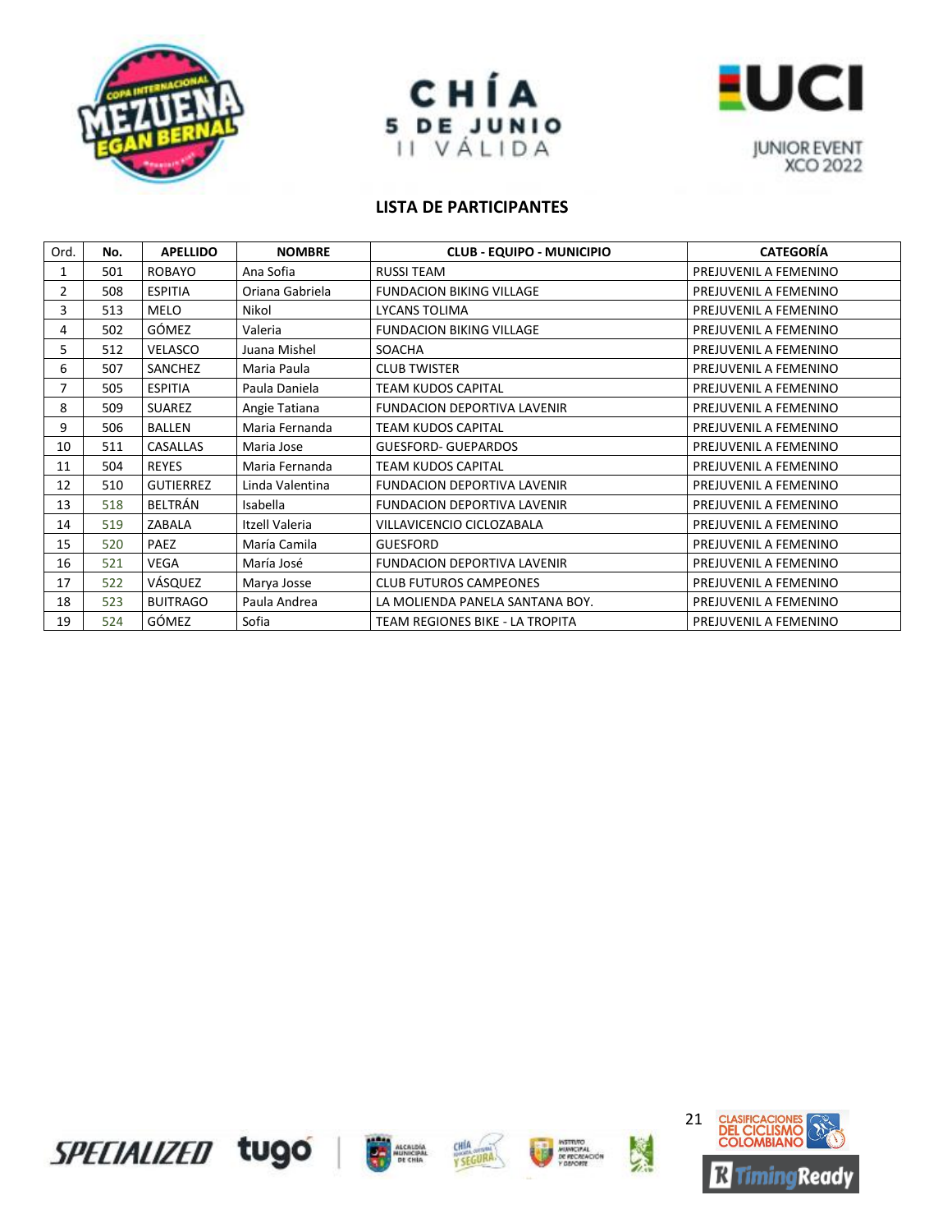CHÍA
5 DE JUNIO
II VÁLIDA

JUNIOR EVENT
XCO 2022

## LISTA DE PARTICIPANTES

| Ord. | No. | APELLIDO | NOMBRE | CLUB - EQUIPO - MUNICIPIO | CATEGORÍA |
|---|---|---|---|---|---|
| 1 | 501 | ROBAYO | Ana Sofia | RUSSI TEAM | PREJUVENIL A FEMENINO |
| 2 | 508 | ESPITIA | Oriana Gabriela | FUNDACION BIKING VILLAGE | PREJUVENIL A FEMENINO |
| 3 | 513 | MELO | Nikol | LYCANS TOLIMA | PREJUVENIL A FEMENINO |
| 4 | 502 | GÓMEZ | Valeria | FUNDACION BIKING VILLAGE | PREJUVENIL A FEMENINO |
| 5 | 512 | VELASCO | Juana Mishel | SOACHA | PREJUVENIL A FEMENINO |
| 6 | 507 | SANCHEZ | Maria Paula | CLUB TWISTER | PREJUVENIL A FEMENINO |
| 7 | 505 | ESPITIA | Paula Daniela | TEAM KUDOS CAPITAL | PREJUVENIL A FEMENINO |
| 8 | 509 | SUAREZ | Angie Tatiana | FUNDACION DEPORTIVA LAVENIR | PREJUVENIL A FEMENINO |
| 9 | 506 | BALLEN | Maria Fernanda | TEAM KUDOS CAPITAL | PREJUVENIL A FEMENINO |
| 10 | 511 | CASALLAS | Maria Jose | GUESFORD- GUEPARDOS | PREJUVENIL A FEMENINO |
| 11 | 504 | REYES | Maria Fernanda | TEAM KUDOS CAPITAL | PREJUVENIL A FEMENINO |
| 12 | 510 | GUTIERREZ | Linda Valentina | FUNDACION DEPORTIVA LAVENIR | PREJUVENIL A FEMENINO |
| 13 | 518 | BELTRÁN | Isabella | FUNDACION DEPORTIVA LAVENIR | PREJUVENIL A FEMENINO |
| 14 | 519 | ZABALA | Itzell Valeria | VILLAVICENCIO CICLOZABALA | PREJUVENIL A FEMENINO |
| 15 | 520 | PAEZ | María Camila | GUESFORD | PREJUVENIL A FEMENINO |
| 16 | 521 | VEGA | María José | FUNDACION DEPORTIVA LAVENIR | PREJUVENIL A FEMENINO |
| 17 | 522 | VÁSQUEZ | Marya Josse | CLUB FUTUROS CAMPEONES | PREJUVENIL A FEMENINO |
| 18 | 523 | BUITRAGO | Paula Andrea | LA MOLIENDA PANELA SANTANA BOY. | PREJUVENIL A FEMENINO |
| 19 | 524 | GÓMEZ | Sofia | TEAM REGIONES BIKE - LA TROPITA | PREJUVENIL A FEMENINO |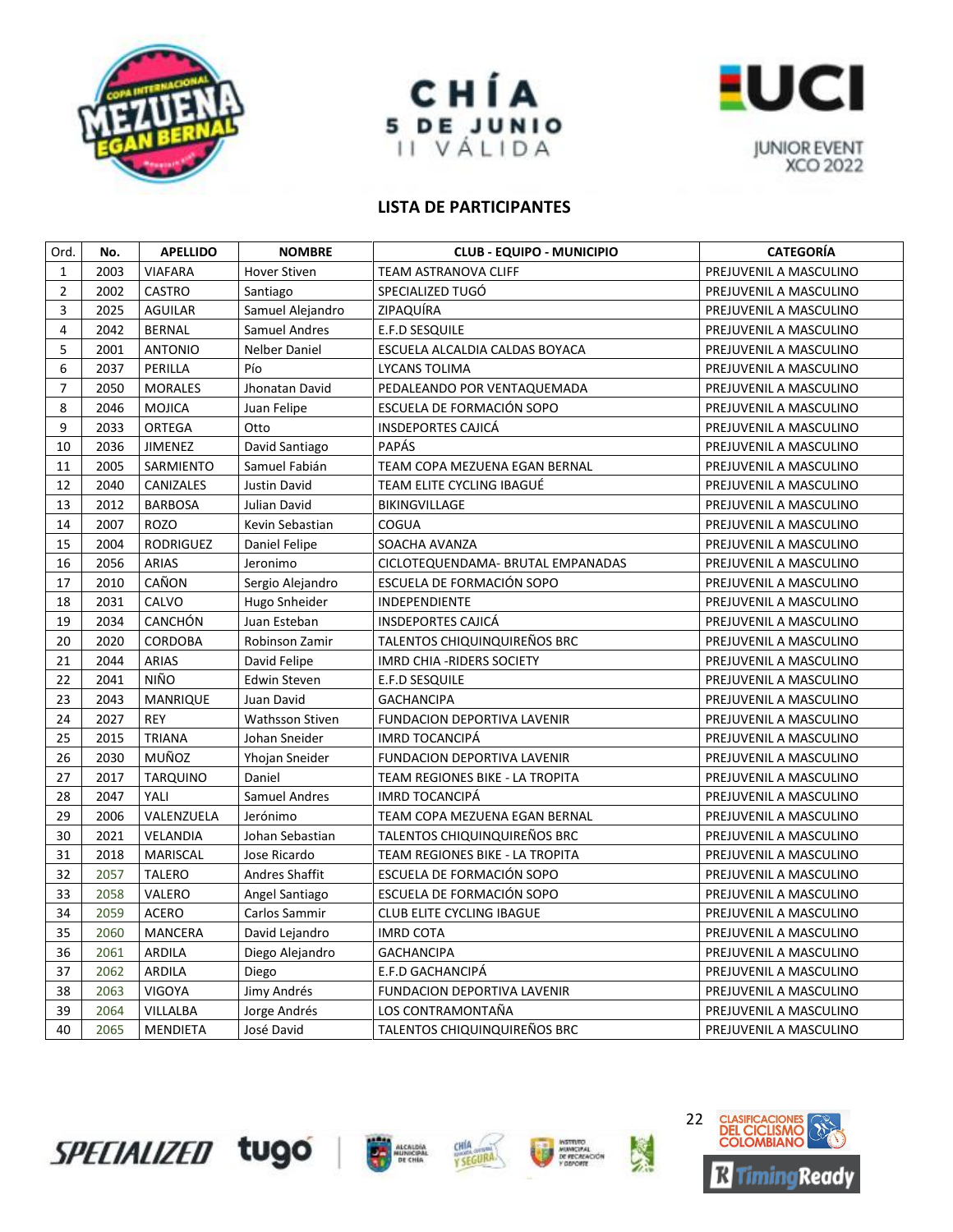CHÍA
5 DE JUNIO
II VÁLIDA

JUNIOR EVENT
XCO 2022

## LISTA DE PARTICIPANTES

| Ord. | No. | APELLIDO | NOMBRE | CLUB - EQUIPO - MUNICIPIO | CATEGORÍA |
|---|---|---|---|---|---|
| 1 | 2003 | VIAFARA | Hover Stiven | TEAM ASTRANOVA CLIFF | PREJUVENIL A MASCULINO |
| 2 | 2002 | CASTRO | Santiago | SPECIALIZED TUGÓ | PREJUVENIL A MASCULINO |
| 3 | 2025 | AGUILAR | Samuel Alejandro | ZIPAQUÍRA | PREJUVENIL A MASCULINO |
| 4 | 2042 | BERNAL | Samuel Andres | E.F.D SESQUILE | PREJUVENIL A MASCULINO |
| 5 | 2001 | ANTONIO | Nelber Daniel | ESCUELA ALCALDIA CALDAS BOYACA | PREJUVENIL A MASCULINO |
| 6 | 2037 | PERILLA | Pío | LYCANS TOLIMA | PREJUVENIL A MASCULINO |
| 7 | 2050 | MORALES | Jhonatan David | PEDALEANDO POR VENTAQUEMADA | PREJUVENIL A MASCULINO |
| 8 | 2046 | MOJICA | Juan Felipe | ESCUELA DE FORMACIÓN SOPO | PREJUVENIL A MASCULINO |
| 9 | 2033 | ORTEGA | Otto | INSDEPORTES CAJICÁ | PREJUVENIL A MASCULINO |
| 10 | 2036 | JIMENEZ | David Santiago | PAPÁS | PREJUVENIL A MASCULINO |
| 11 | 2005 | SARMIENTO | Samuel Fabián | TEAM COPA MEZUENA EGAN BERNAL | PREJUVENIL A MASCULINO |
| 12 | 2040 | CANIZALES | Justin David | TEAM ELITE CYCLING IBAGUÉ | PREJUVENIL A MASCULINO |
| 13 | 2012 | BARBOSA | Julian David | BIKINGVILLAGE | PREJUVENIL A MASCULINO |
| 14 | 2007 | ROZO | Kevin Sebastian | COGUA | PREJUVENIL A MASCULINO |
| 15 | 2004 | RODRIGUEZ | Daniel Felipe | SOACHA AVANZA | PREJUVENIL A MASCULINO |
| 16 | 2056 | ARIAS | Jeronimo | CICLOTEQUENDAMA- BRUTAL EMPANADAS | PREJUVENIL A MASCULINO |
| 17 | 2010 | CAÑON | Sergio Alejandro | ESCUELA DE FORMACIÓN SOPO | PREJUVENIL A MASCULINO |
| 18 | 2031 | CALVO | Hugo Snheider | INDEPENDIENTE | PREJUVENIL A MASCULINO |
| 19 | 2034 | CANCHÓN | Juan Esteban | INSDEPORTES CAJICÁ | PREJUVENIL A MASCULINO |
| 20 | 2020 | CORDOBA | Robinson Zamir | TALENTOS CHIQUINQUIREÑOS BRC | PREJUVENIL A MASCULINO |
| 21 | 2044 | ARIAS | David Felipe | IMRD CHIA -RIDERS SOCIETY | PREJUVENIL A MASCULINO |
| 22 | 2041 | NIÑO | Edwin Steven | E.F.D SESQUILE | PREJUVENIL A MASCULINO |
| 23 | 2043 | MANRIQUE | Juan David | GACHANCIPA | PREJUVENIL A MASCULINO |
| 24 | 2027 | REY | Wathsson Stiven | FUNDACION DEPORTIVA LAVENIR | PREJUVENIL A MASCULINO |
| 25 | 2015 | TRIANA | Johan Sneider | IMRD TOCANCIPÁ | PREJUVENIL A MASCULINO |
| 26 | 2030 | MUÑOZ | Yhojan Sneider | FUNDACION DEPORTIVA LAVENIR | PREJUVENIL A MASCULINO |
| 27 | 2017 | TARQUINO | Daniel | TEAM REGIONES BIKE - LA TROPITA | PREJUVENIL A MASCULINO |
| 28 | 2047 | YALI | Samuel Andres | IMRD TOCANCIPÁ | PREJUVENIL A MASCULINO |
| 29 | 2006 | VALENZUELA | Jerónimo | TEAM COPA MEZUENA EGAN BERNAL | PREJUVENIL A MASCULINO |
| 30 | 2021 | VELANDIA | Johan Sebastian | TALENTOS CHIQUINQUIREÑOS BRC | PREJUVENIL A MASCULINO |
| 31 | 2018 | MARISCAL | Jose Ricardo | TEAM REGIONES BIKE - LA TROPITA | PREJUVENIL A MASCULINO |
| 32 | 2057 | TALERO | Andres Shaffit | ESCUELA DE FORMACIÓN SOPO | PREJUVENIL A MASCULINO |
| 33 | 2058 | VALERO | Angel Santiago | ESCUELA DE FORMACIÓN SOPO | PREJUVENIL A MASCULINO |
| 34 | 2059 | ACERO | Carlos Sammir | CLUB ELITE CYCLING IBAGUE | PREJUVENIL A MASCULINO |
| 35 | 2060 | MANCERA | David Lejandro | IMRD COTA | PREJUVENIL A MASCULINO |
| 36 | 2061 | ARDILA | Diego Alejandro | GACHANCIPA | PREJUVENIL A MASCULINO |
| 37 | 2062 | ARDILA | Diego | E.F.D GACHANCIPÁ | PREJUVENIL A MASCULINO |
| 38 | 2063 | VIGOYA | Jimy Andrés | FUNDACION DEPORTIVA LAVENIR | PREJUVENIL A MASCULINO |
| 39 | 2064 | VILLALBA | Jorge Andrés | LOS CONTRAMONTAÑA | PREJUVENIL A MASCULINO |
| 40 | 2065 | MENDIETA | José David | TALENTOS CHIQUINQUIREÑOS BRC | PREJUVENIL A MASCULINO |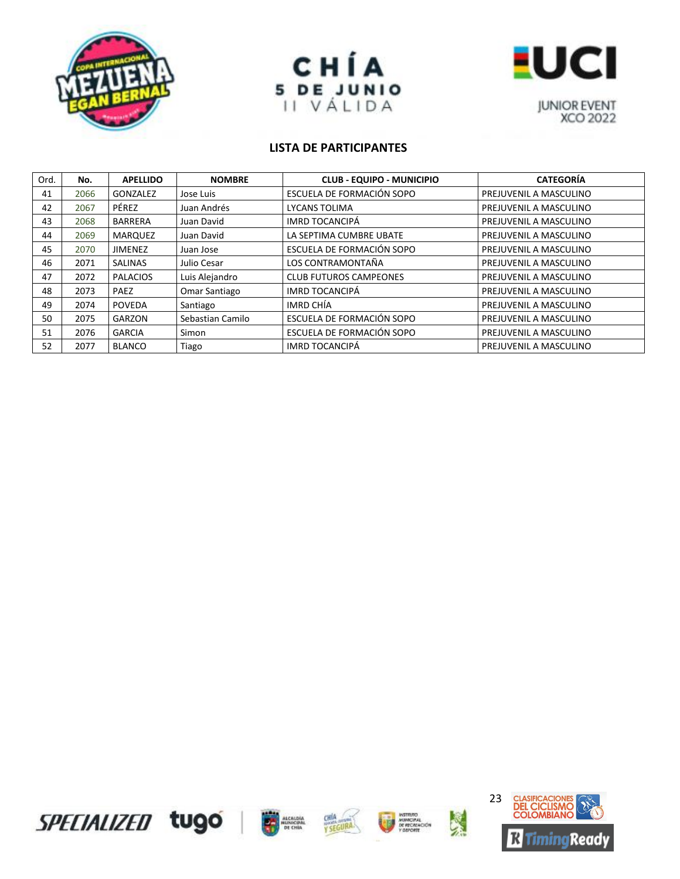## LISTA DE PARTICIPANTES

| Ord. | No. | APELLIDO | NOMBRE | CLUB - EQUIPO - MUNICIPIO | CATEGORÍA |
|---|---|---|---|---|---|
| 41 | 2066 | GONZALEZ | Jose Luis | ESCUELA DE FORMACIÓN SOPO | PREJUVENIL A MASCULINO |
| 42 | 2067 | PÉREZ | Juan Andrés | LYCANS TOLIMA | PREJUVENIL A MASCULINO |
| 43 | 2068 | BARRERA | Juan David | IMRD TOCANCIPÁ | PREJUVENIL A MASCULINO |
| 44 | 2069 | MARQUEZ | Juan David | LA SEPTIMA CUMBRE UBATE | PREJUVENIL A MASCULINO |
| 45 | 2070 | JIMENEZ | Juan Jose | ESCUELA DE FORMACIÓN SOPO | PREJUVENIL A MASCULINO |
| 46 | 2071 | SALINAS | Julio Cesar | LOS CONTRAMONTAÑA | PREJUVENIL A MASCULINO |
| 47 | 2072 | PALACIOS | Luis Alejandro | CLUB FUTUROS CAMPEONES | PREJUVENIL A MASCULINO |
| 48 | 2073 | PAEZ | Omar Santiago | IMRD TOCANCIPÁ | PREJUVENIL A MASCULINO |
| 49 | 2074 | POVEDA | Santiago | IMRD CHÍA | PREJUVENIL A MASCULINO |
| 50 | 2075 | GARZON | Sebastian Camilo | ESCUELA DE FORMACIÓN SOPO | PREJUVENIL A MASCULINO |
| 51 | 2076 | GARCIA | Simon | ESCUELA DE FORMACIÓN SOPO | PREJUVENIL A MASCULINO |
| 52 | 2077 | BLANCO | Tiago | IMRD TOCANCIPÁ | PREJUVENIL A MASCULINO |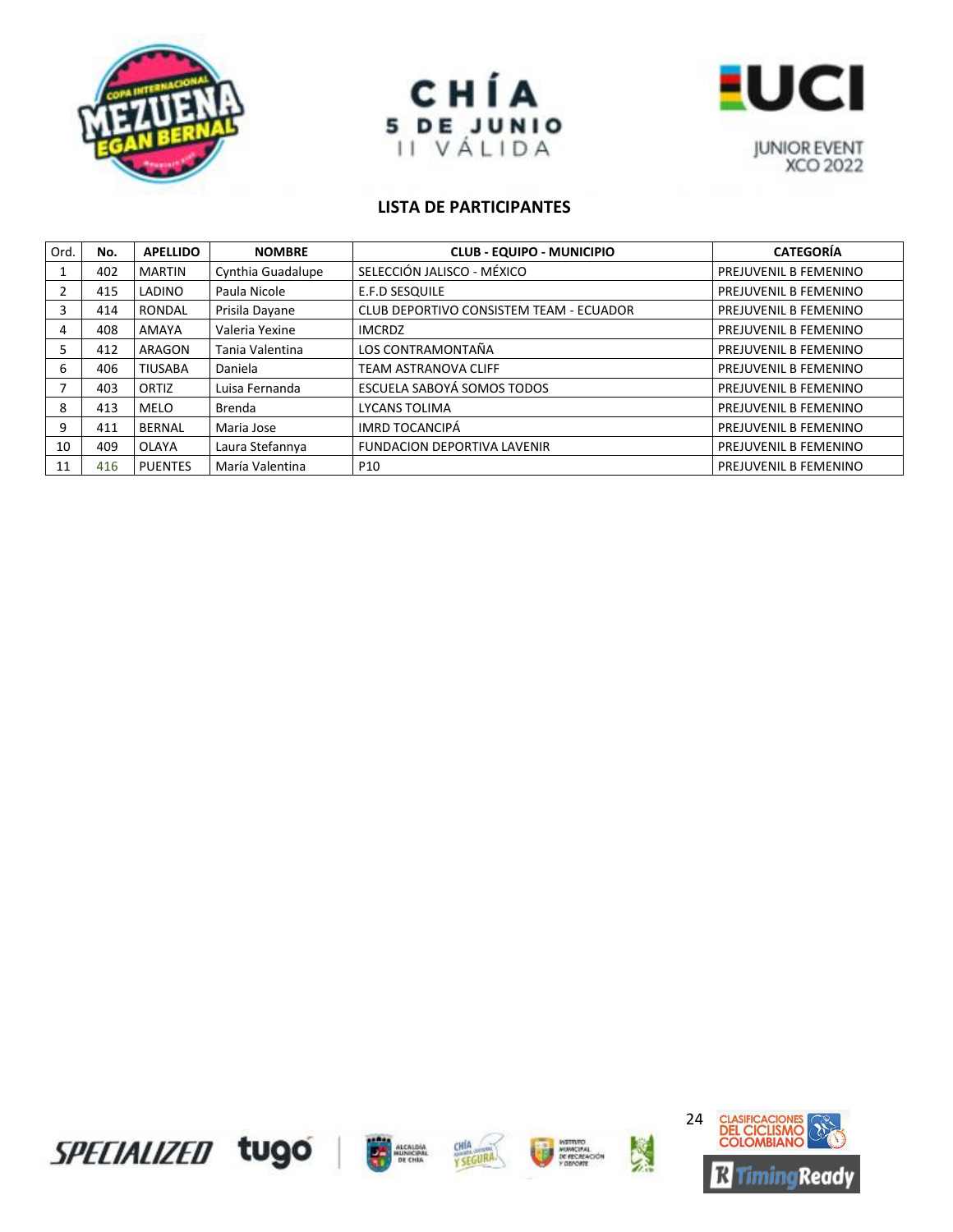CHÍA
5 DE JUNIO
II VÁLIDA

JUNIOR EVENT
XCO 2022

## LISTA DE PARTICIPANTES

| Ord. | No. | APELLIDO | NOMBRE | CLUB - EQUIPO - MUNICIPIO | CATEGORÍA |
|---|---|---|---|---|---|
| 1 | 402 | MARTIN | Cynthia Guadalupe | SELECCIÓN JALISCO - MÉXICO | PREJUVENIL B FEMENINO |
| 2 | 415 | LADINO | Paula Nicole | E.F.D SESQUILE | PREJUVENIL B FEMENINO |
| 3 | 414 | RONDAL | Prisila Dayane | CLUB DEPORTIVO CONSISTEM TEAM - ECUADOR | PREJUVENIL B FEMENINO |
| 4 | 408 | AMAYA | Valeria Yexine | IMCRDZ | PREJUVENIL B FEMENINO |
| 5 | 412 | ARAGON | Tania Valentina | LOS CONTRAMONTAÑA | PREJUVENIL B FEMENINO |
| 6 | 406 | TIUSABA | Daniela | TEAM ASTRANOVA CLIFF | PREJUVENIL B FEMENINO |
| 7 | 403 | ORTIZ | Luisa Fernanda | ESCUELA SABOYÁ SOMOS TODOS | PREJUVENIL B FEMENINO |
| 8 | 413 | MELO | Brenda | LYCANS TOLIMA | PREJUVENIL B FEMENINO |
| 9 | 411 | BERNAL | Maria Jose | IMRD TOCANCIPÁ | PREJUVENIL B FEMENINO |
| 10 | 409 | OLAYA | Laura Stefannya | FUNDACION DEPORTIVA LAVENIR | PREJUVENIL B FEMENINO |
| 11 | 416 | PUENTES | María Valentina | P10 | PREJUVENIL B FEMENINO |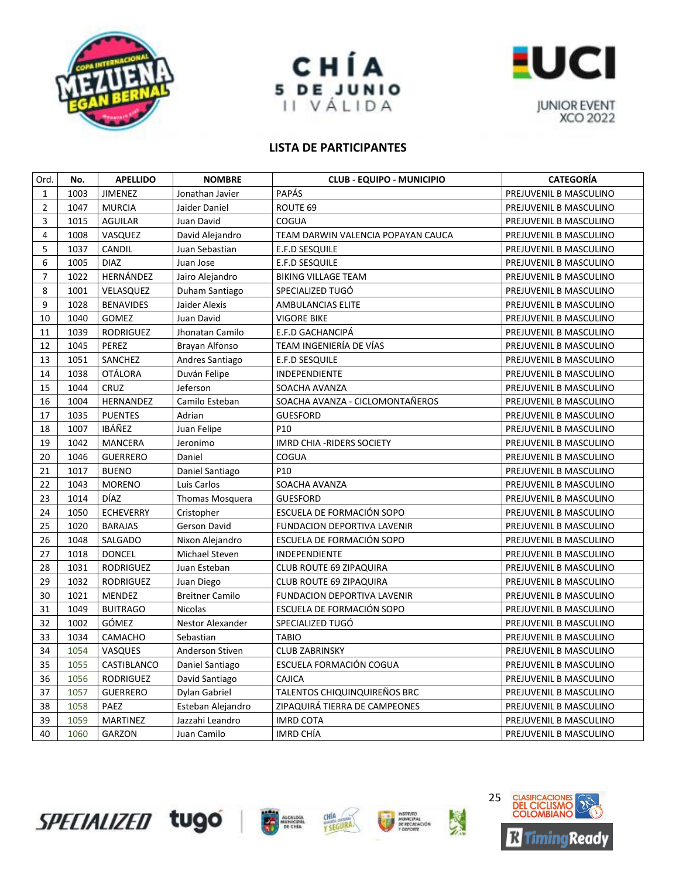CHÍA
5 DE JUNIO
II VÁLIDA

UCI JUNIOR EVENT XCO 2022

## LISTA DE PARTICIPANTES

| Ord. | No. | APELLIDO | NOMBRE | CLUB - EQUIPO - MUNICIPIO | CATEGORÍA |
|---|---|---|---|---|---|
| 1 | 1003 | JIMENEZ | Jonathan Javier | PAPÁS | PREJUVENIL B MASCULINO |
| 2 | 1047 | MURCIA | Jaider Daniel | ROUTE 69 | PREJUVENIL B MASCULINO |
| 3 | 1015 | AGUILAR | Juan David | COGUA | PREJUVENIL B MASCULINO |
| 4 | 1008 | VASQUEZ | David Alejandro | TEAM DARWIN VALENCIA POPAYAN CAUCA | PREJUVENIL B MASCULINO |
| 5 | 1037 | CANDIL | Juan Sebastian | E.F.D SESQUILE | PREJUVENIL B MASCULINO |
| 6 | 1005 | DIAZ | Juan Jose | E.F.D SESQUILE | PREJUVENIL B MASCULINO |
| 7 | 1022 | HERNÁNDEZ | Jairo Alejandro | BIKING VILLAGE TEAM | PREJUVENIL B MASCULINO |
| 8 | 1001 | VELASQUEZ | Duham Santiago | SPECIALIZED TUGÓ | PREJUVENIL B MASCULINO |
| 9 | 1028 | BENAVIDES | Jaider Alexis | AMBULANCIAS ELITE | PREJUVENIL B MASCULINO |
| 10 | 1040 | GOMEZ | Juan David | VIGORE BIKE | PREJUVENIL B MASCULINO |
| 11 | 1039 | RODRIGUEZ | Jhonatan Camilo | E.F.D GACHANCIPÁ | PREJUVENIL B MASCULINO |
| 12 | 1045 | PEREZ | Brayan Alfonso | TEAM INGENIERÍA DE VÍAS | PREJUVENIL B MASCULINO |
| 13 | 1051 | SANCHEZ | Andres Santiago | E.F.D SESQUILE | PREJUVENIL B MASCULINO |
| 14 | 1038 | OTÁLORA | Duván Felipe | INDEPENDIENTE | PREJUVENIL B MASCULINO |
| 15 | 1044 | CRUZ | Jeferson | SOACHA AVANZA | PREJUVENIL B MASCULINO |
| 16 | 1004 | HERNANDEZ | Camilo Esteban | SOACHA AVANZA - CICLOMONTAÑEROS | PREJUVENIL B MASCULINO |
| 17 | 1035 | PUENTES | Adrian | GUESFORD | PREJUVENIL B MASCULINO |
| 18 | 1007 | IBÁÑEZ | Juan Felipe | P10 | PREJUVENIL B MASCULINO |
| 19 | 1042 | MANCERA | Jeronimo | IMRD CHIA -RIDERS SOCIETY | PREJUVENIL B MASCULINO |
| 20 | 1046 | GUERRERO | Daniel | COGUA | PREJUVENIL B MASCULINO |
| 21 | 1017 | BUENO | Daniel Santiago | P10 | PREJUVENIL B MASCULINO |
| 22 | 1043 | MORENO | Luis Carlos | SOACHA AVANZA | PREJUVENIL B MASCULINO |
| 23 | 1014 | DÍAZ | Thomas Mosquera | GUESFORD | PREJUVENIL B MASCULINO |
| 24 | 1050 | ECHEVERRY | Cristopher | ESCUELA DE FORMACIÓN SOPO | PREJUVENIL B MASCULINO |
| 25 | 1020 | BARAJAS | Gerson David | FUNDACION DEPORTIVA LAVENIR | PREJUVENIL B MASCULINO |
| 26 | 1048 | SALGADO | Nixon Alejandro | ESCUELA DE FORMACIÓN SOPO | PREJUVENIL B MASCULINO |
| 27 | 1018 | DONCEL | Michael Steven | INDEPENDIENTE | PREJUVENIL B MASCULINO |
| 28 | 1031 | RODRIGUEZ | Juan Esteban | CLUB ROUTE 69 ZIPAQUIRA | PREJUVENIL B MASCULINO |
| 29 | 1032 | RODRIGUEZ | Juan Diego | CLUB ROUTE 69 ZIPAQUIRA | PREJUVENIL B MASCULINO |
| 30 | 1021 | MENDEZ | Breitner Camilo | FUNDACION DEPORTIVA LAVENIR | PREJUVENIL B MASCULINO |
| 31 | 1049 | BUITRAGO | Nicolas | ESCUELA DE FORMACIÓN SOPO | PREJUVENIL B MASCULINO |
| 32 | 1002 | GÓMEZ | Nestor Alexander | SPECIALIZED TUGÓ | PREJUVENIL B MASCULINO |
| 33 | 1034 | CAMACHO | Sebastian | TABIO | PREJUVENIL B MASCULINO |
| 34 | 1054 | VASQUES | Anderson Stiven | CLUB ZABRINSKY | PREJUVENIL B MASCULINO |
| 35 | 1055 | CASTIBLANCO | Daniel Santiago | ESCUELA FORMACIÓN COGUA | PREJUVENIL B MASCULINO |
| 36 | 1056 | RODRIGUEZ | David Santiago | CAJICA | PREJUVENIL B MASCULINO |
| 37 | 1057 | GUERRERO | Dylan Gabriel | TALENTOS CHIQUINQUIREÑOS BRC | PREJUVENIL B MASCULINO |
| 38 | 1058 | PAEZ | Esteban Alejandro | ZIPAQUIRÁ TIERRA DE CAMPEONES | PREJUVENIL B MASCULINO |
| 39 | 1059 | MARTINEZ | Jazzahi Leandro | IMRD COTA | PREJUVENIL B MASCULINO |
| 40 | 1060 | GARZON | Juan Camilo | IMRD CHÍA | PREJUVENIL B MASCULINO |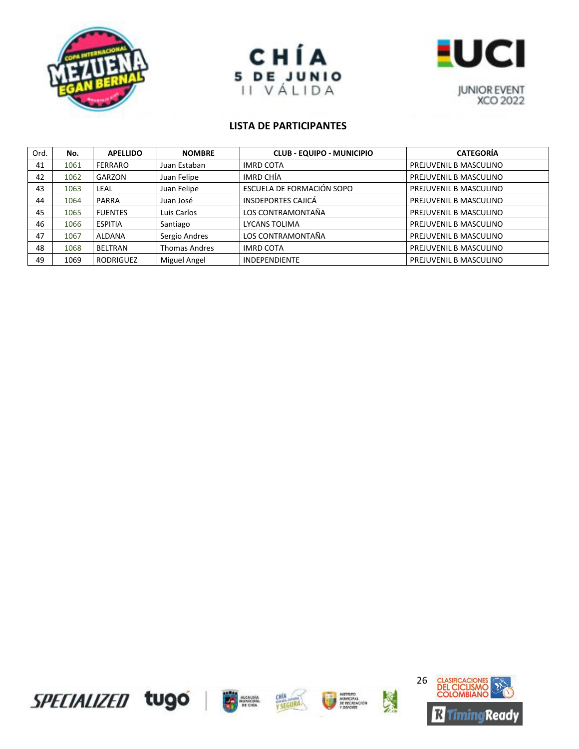## LISTA DE PARTICIPANTES

| Ord. | No. | APELLIDO | NOMBRE | CLUB - EQUIPO - MUNICIPIO | CATEGORÍA |
|---|---|---|---|---|---|
| 41 | 1061 | FERRARO | Juan Estaban | IMRD COTA | PREJUVENIL B MASCULINO |
| 42 | 1062 | GARZON | Juan Felipe | IMRD CHÍA | PREJUVENIL B MASCULINO |
| 43 | 1063 | LEAL | Juan Felipe | ESCUELA DE FORMACIÓN SOPO | PREJUVENIL B MASCULINO |
| 44 | 1064 | PARRA | Juan José | INSDEPORTES CAJICÁ | PREJUVENIL B MASCULINO |
| 45 | 1065 | FUENTES | Luis Carlos | LOS CONTRAMONTAÑA | PREJUVENIL B MASCULINO |
| 46 | 1066 | ESPITIA | Santiago | LYCANS TOLIMA | PREJUVENIL B MASCULINO |
| 47 | 1067 | ALDANA | Sergio Andres | LOS CONTRAMONTAÑA | PREJUVENIL B MASCULINO |
| 48 | 1068 | BELTRAN | Thomas Andres | IMRD COTA | PREJUVENIL B MASCULINO |
| 49 | 1069 | RODRIGUEZ | Miguel Angel | INDEPENDIENTE | PREJUVENIL B MASCULINO |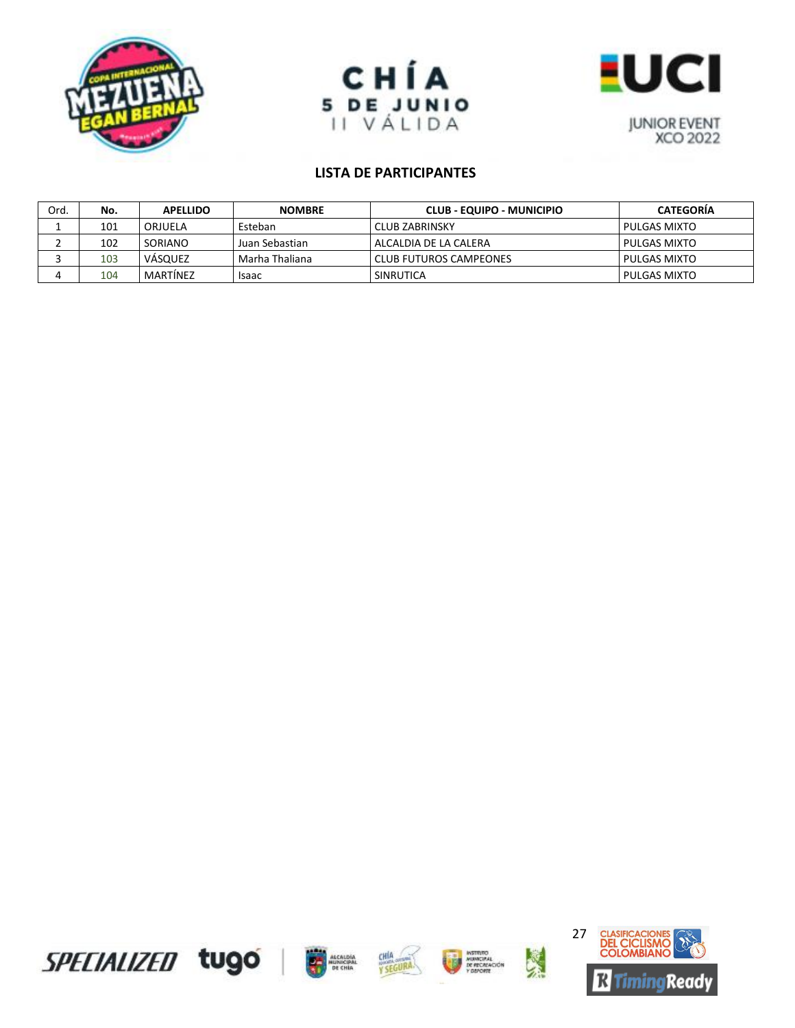CHÍA
5 DE JUNIO
II VÁLIDA

JUNIOR EVENT
XCO 2022

## LISTA DE PARTICIPANTES

| Ord. | No. | APELLIDO | NOMBRE | CLUB - EQUIPO - MUNICIPIO | CATEGORÍA |
|---|---|---|---|---|---|
| 1 | 101 | ORJUELA | Esteban | CLUB ZABRINSKY | PULGAS MIXTO |
| 2 | 102 | SORIANO | Juan Sebastian | ALCALDIA DE LA CALERA | PULGAS MIXTO |
| 3 | 103 | VÁSQUEZ | Marha Thaliana | CLUB FUTUROS CAMPEONES | PULGAS MIXTO |
| 4 | 104 | MARTÍNEZ | Isaac | SINRUTICA | PULGAS MIXTO |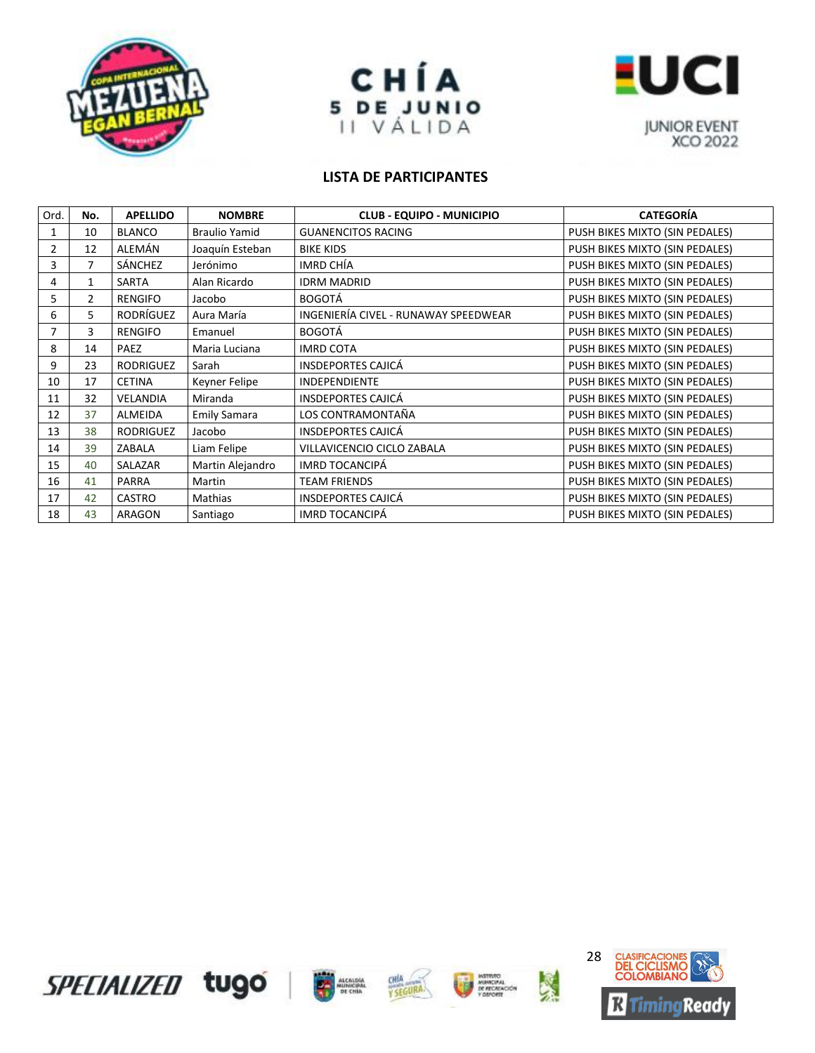CHÍA
5 DE JUNIO
II VÁLIDA

JUNIOR EVENT
XCO 2022

## LISTA DE PARTICIPANTES

| Ord. | No. | APELLIDO | NOMBRE | CLUB - EQUIPO - MUNICIPIO | CATEGORÍA |
|---|---|---|---|---|---|
| 1 | 10 | BLANCO | Braulio Yamid | GUANENCITOS RACING | PUSH BIKES MIXTO (SIN PEDALES) |
| 2 | 12 | ALEMÁN | Joaquín Esteban | BIKE KIDS | PUSH BIKES MIXTO (SIN PEDALES) |
| 3 | 7 | SÁNCHEZ | Jerónimo | IMRD CHÍA | PUSH BIKES MIXTO (SIN PEDALES) |
| 4 | 1 | SARTA | Alan Ricardo | IDRM MADRID | PUSH BIKES MIXTO (SIN PEDALES) |
| 5 | 2 | RENGIFO | Jacobo | BOGOTÁ | PUSH BIKES MIXTO (SIN PEDALES) |
| 6 | 5 | RODRÍGUEZ | Aura María | INGENIERÍA CIVEL - RUNAWAY SPEEDWEAR | PUSH BIKES MIXTO (SIN PEDALES) |
| 7 | 3 | RENGIFO | Emanuel | BOGOTÁ | PUSH BIKES MIXTO (SIN PEDALES) |
| 8 | 14 | PAEZ | Maria Luciana | IMRD COTA | PUSH BIKES MIXTO (SIN PEDALES) |
| 9 | 23 | RODRIGUEZ | Sarah | INSDEPORTES CAJICÁ | PUSH BIKES MIXTO (SIN PEDALES) |
| 10 | 17 | CETINA | Keyner Felipe | INDEPENDIENTE | PUSH BIKES MIXTO (SIN PEDALES) |
| 11 | 32 | VELANDIA | Miranda | INSDEPORTES CAJICÁ | PUSH BIKES MIXTO (SIN PEDALES) |
| 12 | 37 | ALMEIDA | Emily Samara | LOS CONTRAMONTAÑA | PUSH BIKES MIXTO (SIN PEDALES) |
| 13 | 38 | RODRIGUEZ | Jacobo | INSDEPORTES CAJICÁ | PUSH BIKES MIXTO (SIN PEDALES) |
| 14 | 39 | ZABALA | Liam Felipe | VILLAVICENCIO CICLO ZABALA | PUSH BIKES MIXTO (SIN PEDALES) |
| 15 | 40 | SALAZAR | Martin Alejandro | IMRD TOCANCIPÁ | PUSH BIKES MIXTO (SIN PEDALES) |
| 16 | 41 | PARRA | Martin | TEAM FRIENDS | PUSH BIKES MIXTO (SIN PEDALES) |
| 17 | 42 | CASTRO | Mathias | INSDEPORTES CAJICÁ | PUSH BIKES MIXTO (SIN PEDALES) |
| 18 | 43 | ARAGON | Santiago | IMRD TOCANCIPÁ | PUSH BIKES MIXTO (SIN PEDALES) |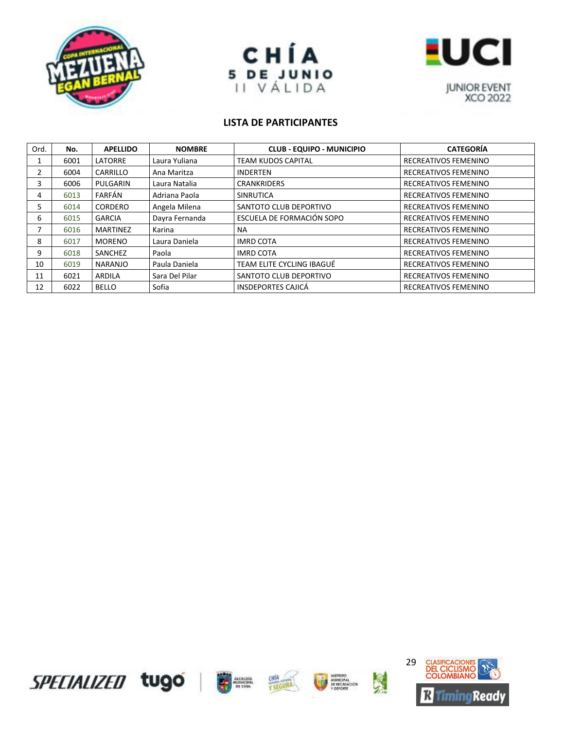CHÍA
5 DE JUNIO
II VÁLIDA

JUNIOR EVENT
XCO 2022

## LISTA DE PARTICIPANTES

| Ord. | No. | APELLIDO | NOMBRE | CLUB - EQUIPO - MUNICIPIO | CATEGORÍA |
|---|---|---|---|---|---|
| 1 | 6001 | LATORRE | Laura Yuliana | TEAM KUDOS CAPITAL | RECREATIVOS FEMENINO |
| 2 | 6004 | CARRILLO | Ana Maritza | INDERTEN | RECREATIVOS FEMENINO |
| 3 | 6006 | PULGARIN | Laura Natalia | CRANKRIDERS | RECREATIVOS FEMENINO |
| 4 | 6013 | FARFÁN | Adriana Paola | SINRUTICA | RECREATIVOS FEMENINO |
| 5 | 6014 | CORDERO | Angela Milena | SANTOTO CLUB DEPORTIVO | RECREATIVOS FEMENINO |
| 6 | 6015 | GARCIA | Dayra Fernanda | ESCUELA DE FORMACIÓN SOPO | RECREATIVOS FEMENINO |
| 7 | 6016 | MARTINEZ | Karina | NA | RECREATIVOS FEMENINO |
| 8 | 6017 | MORENO | Laura Daniela | IMRD COTA | RECREATIVOS FEMENINO |
| 9 | 6018 | SANCHEZ | Paola | IMRD COTA | RECREATIVOS FEMENINO |
| 10 | 6019 | NARANJO | Paula Daniela | TEAM ELITE CYCLING IBAGUÉ | RECREATIVOS FEMENINO |
| 11 | 6021 | ARDILA | Sara Del Pilar | SANTOTO CLUB DEPORTIVO | RECREATIVOS FEMENINO |
| 12 | 6022 | BELLO | Sofia | INSDEPORTES CAJICÁ | RECREATIVOS FEMENINO |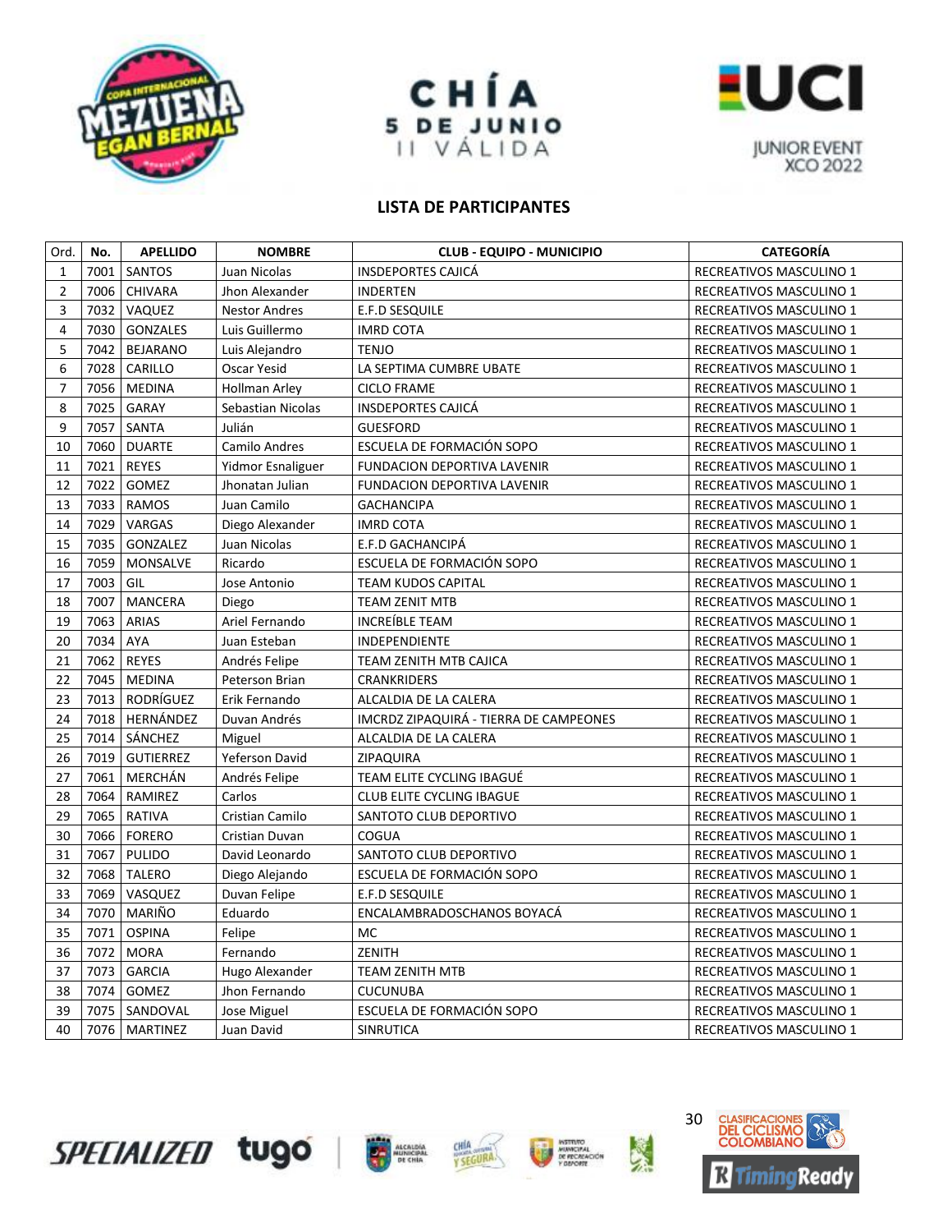CHÍA
5 DE JUNIO
II VÁLIDA

JUNIOR EVENT
XCO 2022

## LISTA DE PARTICIPANTES

| Ord. | No. | APELLIDO | NOMBRE | CLUB - EQUIPO - MUNICIPIO | CATEGORÍA |
|---|---|---|---|---|---|
| 1 | 7001 | SANTOS | Juan Nicolas | INSDEPORTES CAJICÁ | RECREATIVOS MASCULINO 1 |
| 2 | 7006 | CHIVARA | Jhon Alexander | INDERTEN | RECREATIVOS MASCULINO 1 |
| 3 | 7032 | VAQUEZ | Nestor Andres | E.F.D SESQUILE | RECREATIVOS MASCULINO 1 |
| 4 | 7030 | GONZALES | Luis Guillermo | IMRD COTA | RECREATIVOS MASCULINO 1 |
| 5 | 7042 | BEJARANO | Luis Alejandro | TENJO | RECREATIVOS MASCULINO 1 |
| 6 | 7028 | CARILLO | Oscar Yesid | LA SEPTIMA CUMBRE UBATE | RECREATIVOS MASCULINO 1 |
| 7 | 7056 | MEDINA | Hollman Arley | CICLO FRAME | RECREATIVOS MASCULINO 1 |
| 8 | 7025 | GARAY | Sebastian Nicolas | INSDEPORTES CAJICÁ | RECREATIVOS MASCULINO 1 |
| 9 | 7057 | SANTA | Julián | GUESFORD | RECREATIVOS MASCULINO 1 |
| 10 | 7060 | DUARTE | Camilo Andres | ESCUELA DE FORMACIÓN SOPO | RECREATIVOS MASCULINO 1 |
| 11 | 7021 | REYES | Yidmor Esnaliguer | FUNDACION DEPORTIVA LAVENIR | RECREATIVOS MASCULINO 1 |
| 12 | 7022 | GOMEZ | Jhonatan Julian | FUNDACION DEPORTIVA LAVENIR | RECREATIVOS MASCULINO 1 |
| 13 | 7033 | RAMOS | Juan Camilo | GACHANCIPA | RECREATIVOS MASCULINO 1 |
| 14 | 7029 | VARGAS | Diego Alexander | IMRD COTA | RECREATIVOS MASCULINO 1 |
| 15 | 7035 | GONZALEZ | Juan Nicolas | E.F.D GACHANCIPÁ | RECREATIVOS MASCULINO 1 |
| 16 | 7059 | MONSALVE | Ricardo | ESCUELA DE FORMACIÓN SOPO | RECREATIVOS MASCULINO 1 |
| 17 | 7003 | GIL | Jose Antonio | TEAM KUDOS CAPITAL | RECREATIVOS MASCULINO 1 |
| 18 | 7007 | MANCERA | Diego | TEAM ZENIT MTB | RECREATIVOS MASCULINO 1 |
| 19 | 7063 | ARIAS | Ariel Fernando | INCREÍBLE TEAM | RECREATIVOS MASCULINO 1 |
| 20 | 7034 | AYA | Juan Esteban | INDEPENDIENTE | RECREATIVOS MASCULINO 1 |
| 21 | 7062 | REYES | Andrés Felipe | TEAM ZENITH MTB CAJICA | RECREATIVOS MASCULINO 1 |
| 22 | 7045 | MEDINA | Peterson Brian | CRANKRIDERS | RECREATIVOS MASCULINO 1 |
| 23 | 7013 | RODRÍGUEZ | Erik Fernando | ALCALDIA DE LA CALERA | RECREATIVOS MASCULINO 1 |
| 24 | 7018 | HERNÁNDEZ | Duvan Andrés | IMCRDZ ZIPAQUIRÁ - TIERRA DE CAMPEONES | RECREATIVOS MASCULINO 1 |
| 25 | 7014 | SÁNCHEZ | Miguel | ALCALDIA DE LA CALERA | RECREATIVOS MASCULINO 1 |
| 26 | 7019 | GUTIERREZ | Yeferson David | ZIPAQUIRA | RECREATIVOS MASCULINO 1 |
| 27 | 7061 | MERCHÁN | Andrés Felipe | TEAM ELITE CYCLING IBAGUÉ | RECREATIVOS MASCULINO 1 |
| 28 | 7064 | RAMIREZ | Carlos | CLUB ELITE CYCLING IBAGUE | RECREATIVOS MASCULINO 1 |
| 29 | 7065 | RATIVA | Cristian Camilo | SANTOTO CLUB DEPORTIVO | RECREATIVOS MASCULINO 1 |
| 30 | 7066 | FORERO | Cristian Duvan | COGUA | RECREATIVOS MASCULINO 1 |
| 31 | 7067 | PULIDO | David Leonardo | SANTOTO CLUB DEPORTIVO | RECREATIVOS MASCULINO 1 |
| 32 | 7068 | TALERO | Diego Alejando | ESCUELA DE FORMACIÓN SOPO | RECREATIVOS MASCULINO 1 |
| 33 | 7069 | VASQUEZ | Duvan Felipe | E.F.D SESQUILE | RECREATIVOS MASCULINO 1 |
| 34 | 7070 | MARIÑO | Eduardo | ENCALAMBRADOSCHANOS BOYACÁ | RECREATIVOS MASCULINO 1 |
| 35 | 7071 | OSPINA | Felipe | MC | RECREATIVOS MASCULINO 1 |
| 36 | 7072 | MORA | Fernando | ZENITH | RECREATIVOS MASCULINO 1 |
| 37 | 7073 | GARCIA | Hugo Alexander | TEAM ZENITH MTB | RECREATIVOS MASCULINO 1 |
| 38 | 7074 | GOMEZ | Jhon Fernando | CUCUNUBA | RECREATIVOS MASCULINO 1 |
| 39 | 7075 | SANDOVAL | Jose Miguel | ESCUELA DE FORMACIÓN SOPO | RECREATIVOS MASCULINO 1 |
| 40 | 7076 | MARTINEZ | Juan David | SINRUTICA | RECREATIVOS MASCULINO 1 |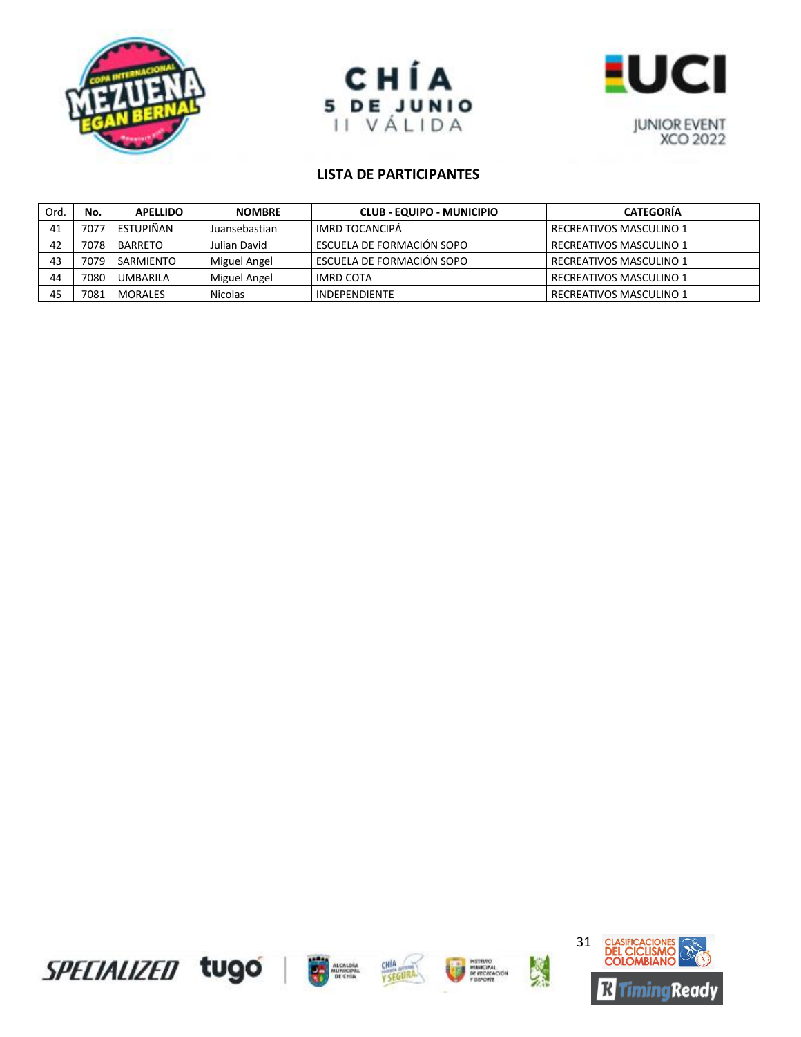## LISTA DE PARTICIPANTES

| Ord. | No. | APELLIDO | NOMBRE | CLUB - EQUIPO - MUNICIPIO | CATEGORÍA |
|---|---|---|---|---|---|
| 41 | 7077 | ESTUPIÑAN | Juansebastian | IMRD TOCANCIPÁ | RECREATIVOS MASCULINO 1 |
| 42 | 7078 | BARRETO | Julian David | ESCUELA DE FORMACIÓN SOPO | RECREATIVOS MASCULINO 1 |
| 43 | 7079 | SARMIENTO | Miguel Angel | ESCUELA DE FORMACIÓN SOPO | RECREATIVOS MASCULINO 1 |
| 44 | 7080 | UMBARILA | Miguel Angel | IMRD COTA | RECREATIVOS MASCULINO 1 |
| 45 | 7081 | MORALES | Nicolas | INDEPENDIENTE | RECREATIVOS MASCULINO 1 |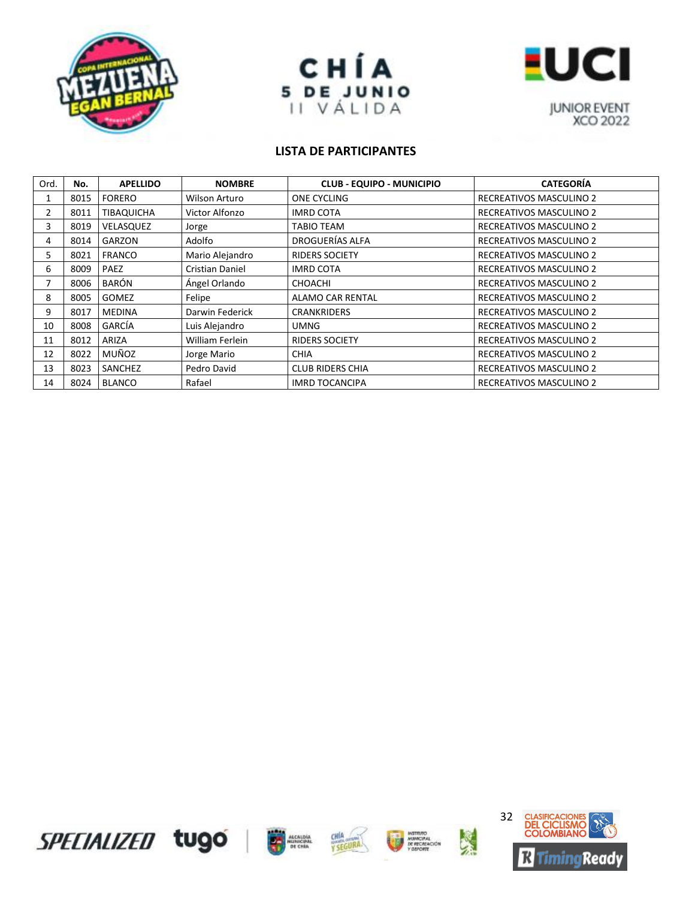CHÍA
5 DE JUNIO
II VÁLIDA

JUNIOR EVENT
XCO 2022

## LISTA DE PARTICIPANTES

| Ord. | No. | APELLIDO | NOMBRE | CLUB - EQUIPO - MUNICIPIO | CATEGORÍA |
|---|---|---|---|---|---|
| 1 | 8015 | FORERO | Wilson Arturo | ONE CYCLING | RECREATIVOS MASCULINO 2 |
| 2 | 8011 | TIBAQUICHA | Victor Alfonzo | IMRD COTA | RECREATIVOS MASCULINO 2 |
| 3 | 8019 | VELASQUEZ | Jorge | TABIO TEAM | RECREATIVOS MASCULINO 2 |
| 4 | 8014 | GARZON | Adolfo | DROGUERÍAS ALFA | RECREATIVOS MASCULINO 2 |
| 5 | 8021 | FRANCO | Mario Alejandro | RIDERS SOCIETY | RECREATIVOS MASCULINO 2 |
| 6 | 8009 | PAEZ | Cristian Daniel | IMRD COTA | RECREATIVOS MASCULINO 2 |
| 7 | 8006 | BARÓN | Ángel Orlando | CHOACHI | RECREATIVOS MASCULINO 2 |
| 8 | 8005 | GOMEZ | Felipe | ALAMO CAR RENTAL | RECREATIVOS MASCULINO 2 |
| 9 | 8017 | MEDINA | Darwin Federick | CRANKRIDERS | RECREATIVOS MASCULINO 2 |
| 10 | 8008 | GARCÍA | Luis Alejandro | UMNG | RECREATIVOS MASCULINO 2 |
| 11 | 8012 | ARIZA | William Ferlein | RIDERS SOCIETY | RECREATIVOS MASCULINO 2 |
| 12 | 8022 | MUÑOZ | Jorge Mario | CHIA | RECREATIVOS MASCULINO 2 |
| 13 | 8023 | SANCHEZ | Pedro David | CLUB RIDERS CHIA | RECREATIVOS MASCULINO 2 |
| 14 | 8024 | BLANCO | Rafael | IMRD TOCANCIPA | RECREATIVOS MASCULINO 2 |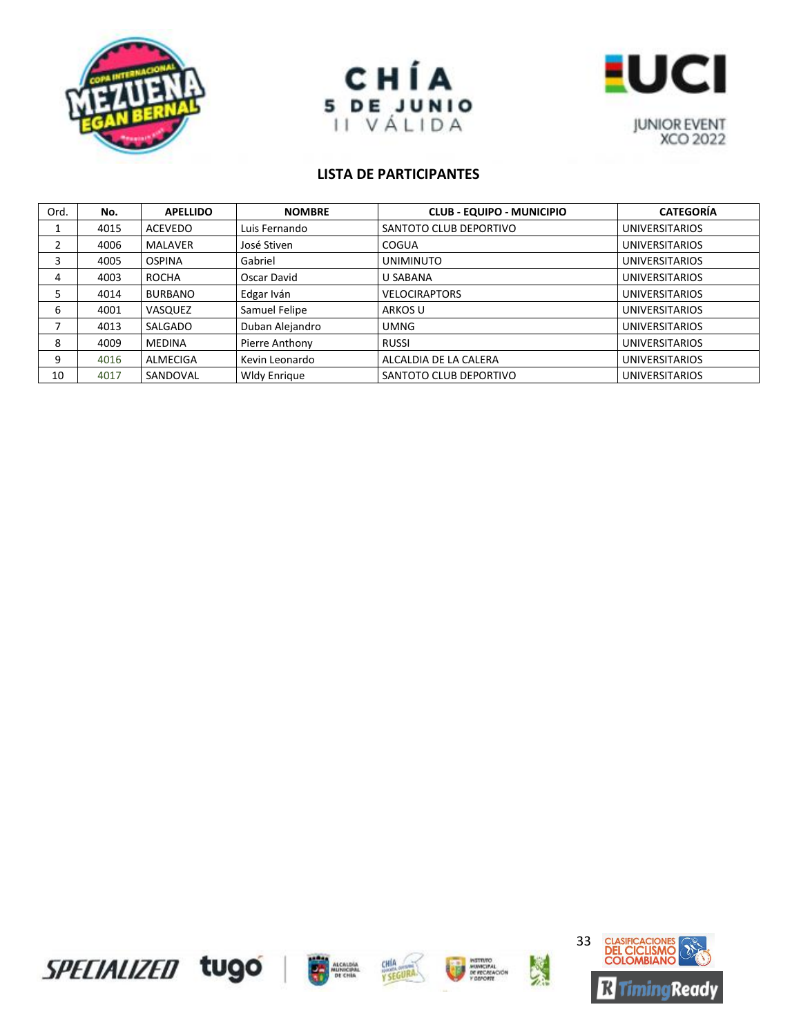CHÍA
5 DE JUNIO
II VÁLIDA

UCI
JUNIOR EVENT
XCO 2022

## LISTA DE PARTICIPANTES

| Ord. | No. | APELLIDO | NOMBRE | CLUB - EQUIPO - MUNICIPIO | CATEGORÍA |
| --- | --- | --- | --- | --- | --- |
| 1 | 4015 | ACEVEDO | Luis Fernando | SANTOTO CLUB DEPORTIVO | UNIVERSITARIOS |
| 2 | 4006 | MALAVER | José Stiven | COGUA | UNIVERSITARIOS |
| 3 | 4005 | OSPINA | Gabriel | UNIMINUTO | UNIVERSITARIOS |
| 4 | 4003 | ROCHA | Oscar David | U SABANA | UNIVERSITARIOS |
| 5 | 4014 | BURBANO | Edgar Iván | VELOCIRAPTORS | UNIVERSITARIOS |
| 6 | 4001 | VASQUEZ | Samuel Felipe | ARKOS U | UNIVERSITARIOS |
| 7 | 4013 | SALGADO | Duban Alejandro | UMNG | UNIVERSITARIOS |
| 8 | 4009 | MEDINA | Pierre Anthony | RUSSI | UNIVERSITARIOS |
| 9 | 4016 | ALMECIGA | Kevin Leonardo | ALCALDIA DE LA CALERA | UNIVERSITARIOS |
| 10 | 4017 | SANDOVAL | Wldy Enrique | SANTOTO CLUB DEPORTIVO | UNIVERSITARIOS |